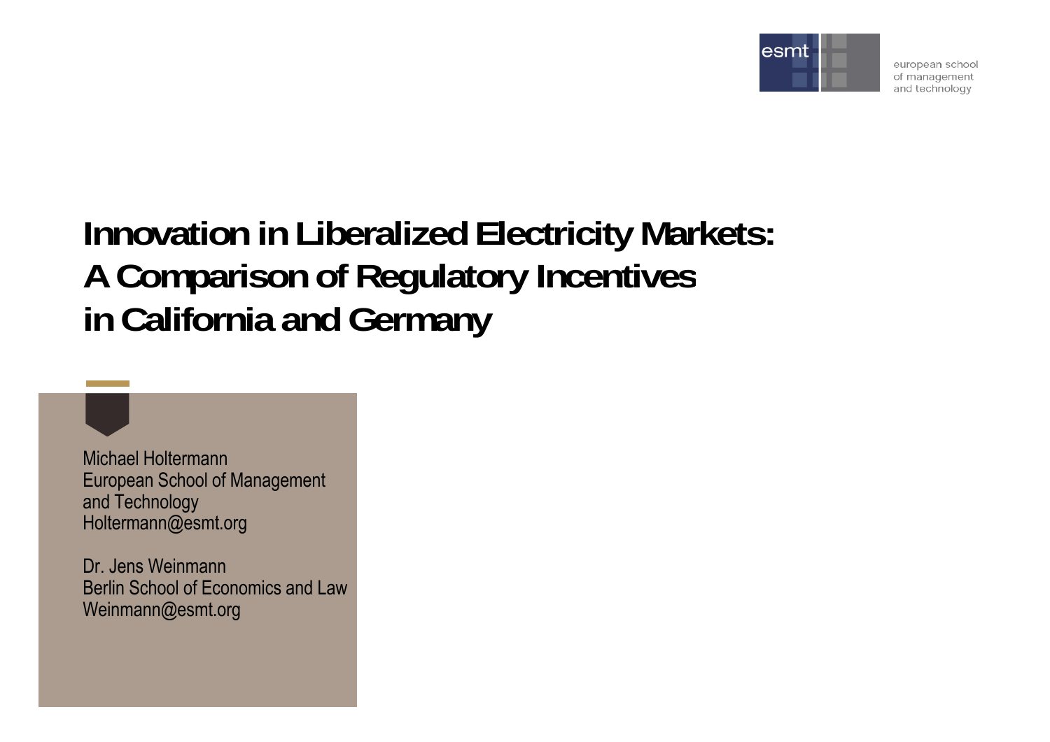# Innovation in Liberalized Electricity Markets: A Comparison of Regulatory Incentives in California and Germany

Michael Holtermann
European School of Management and Technology
Holtermann@esmt.org

Dr. Jens Weinmann
Berlin School of Economics and Law
Weinmann@esmt.org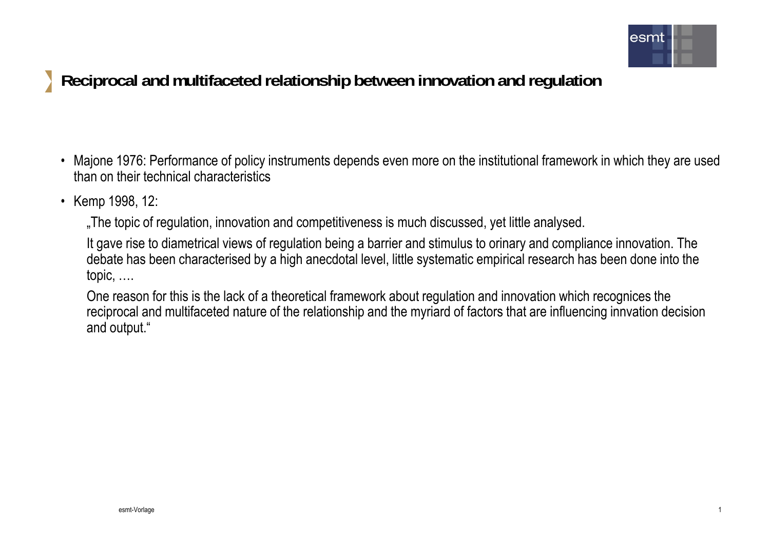## Reciprocal and multifaceted relationship between innovation and regulation

- Majone 1976: Performance of policy instruments depends even more on the institutional framework in which they are used than on their technical characteristics
- Kemp 1998, 12:

  „The topic of regulation, innovation and competitiveness is much discussed, yet little analysed.

  It gave rise to diametrical views of regulation being a barrier and stimulus to orinary and compliance innovation. The debate has been characterised by a high anecdotal level, little systematic empirical research has been done into the topic, ….

  One reason for this is the lack of a theoretical framework about regulation and innovation which recognices the reciprocal and multifaceted nature of the relationship and the myriard of factors that are influencing innvation decision and output."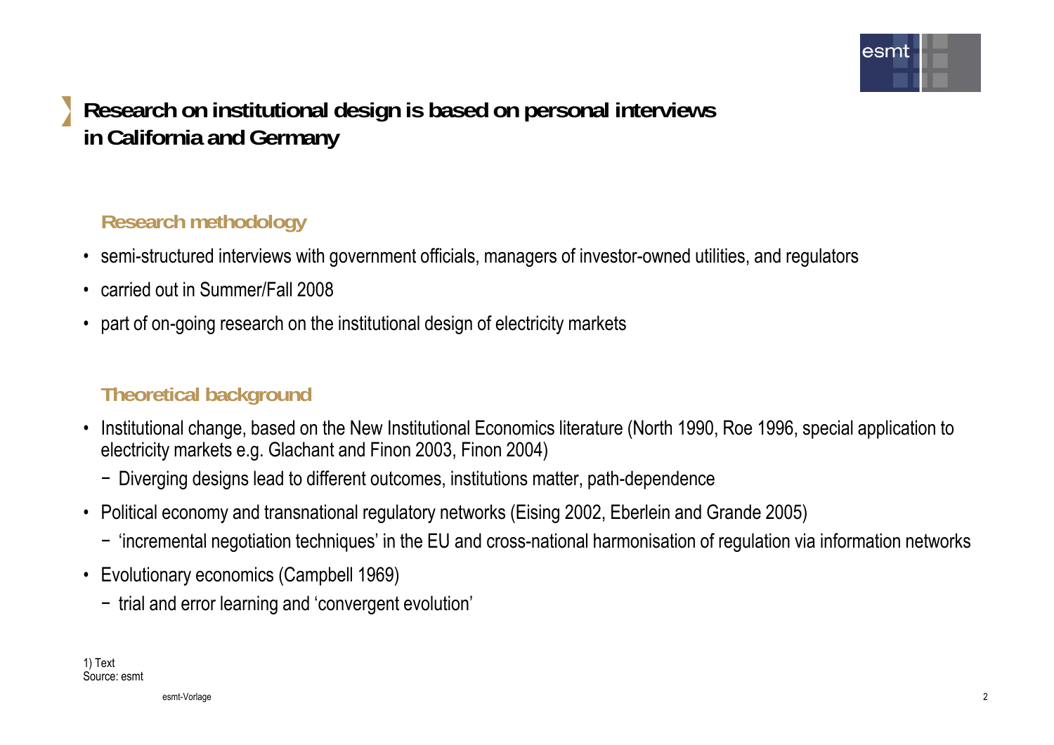# Research on institutional design is based on personal interviews in California and Germany

### Research methodology

- semi-structured interviews with government officials, managers of investor-owned utilities, and regulators
- carried out in Summer/Fall 2008
- part of on-going research on the institutional design of electricity markets

### Theoretical background

- Institutional change, based on the New Institutional Economics literature (North 1990, Roe 1996, special application to electricity markets e.g. Glachant and Finon 2003, Finon 2004)
  - Diverging designs lead to different outcomes, institutions matter, path-dependence
- Political economy and transnational regulatory networks (Eising 2002, Eberlein and Grande 2005)
  - 'incremental negotiation techniques' in the EU and cross-national harmonisation of regulation via information networks
- Evolutionary economics (Campbell 1969)
  - trial and error learning and 'convergent evolution'

1) Text
Source: esmt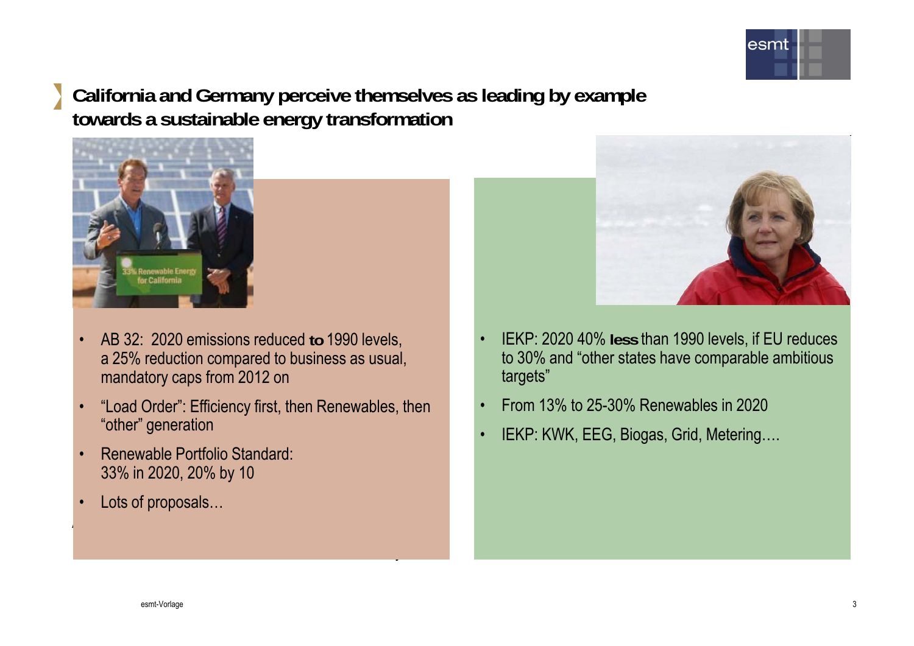## California and Germany perceive themselves as leading by example towards a sustainable energy transformation

- AB 32: 2020 emissions reduced **to** 1990 levels, a 25% reduction compared to business as usual, mandatory caps from 2012 on
- "Load Order": Efficiency first, then Renewables, then "other" generation
- Renewable Portfolio Standard: 33% in 2020, 20% by 10
- Lots of proposals…

- IEKP: 2020 40% **less** than 1990 levels, if EU reduces to 30% and "other states have comparable ambitious targets"
- From 13% to 25-30% Renewables in 2020
- IEKP: KWK, EEG, Biogas, Grid, Metering….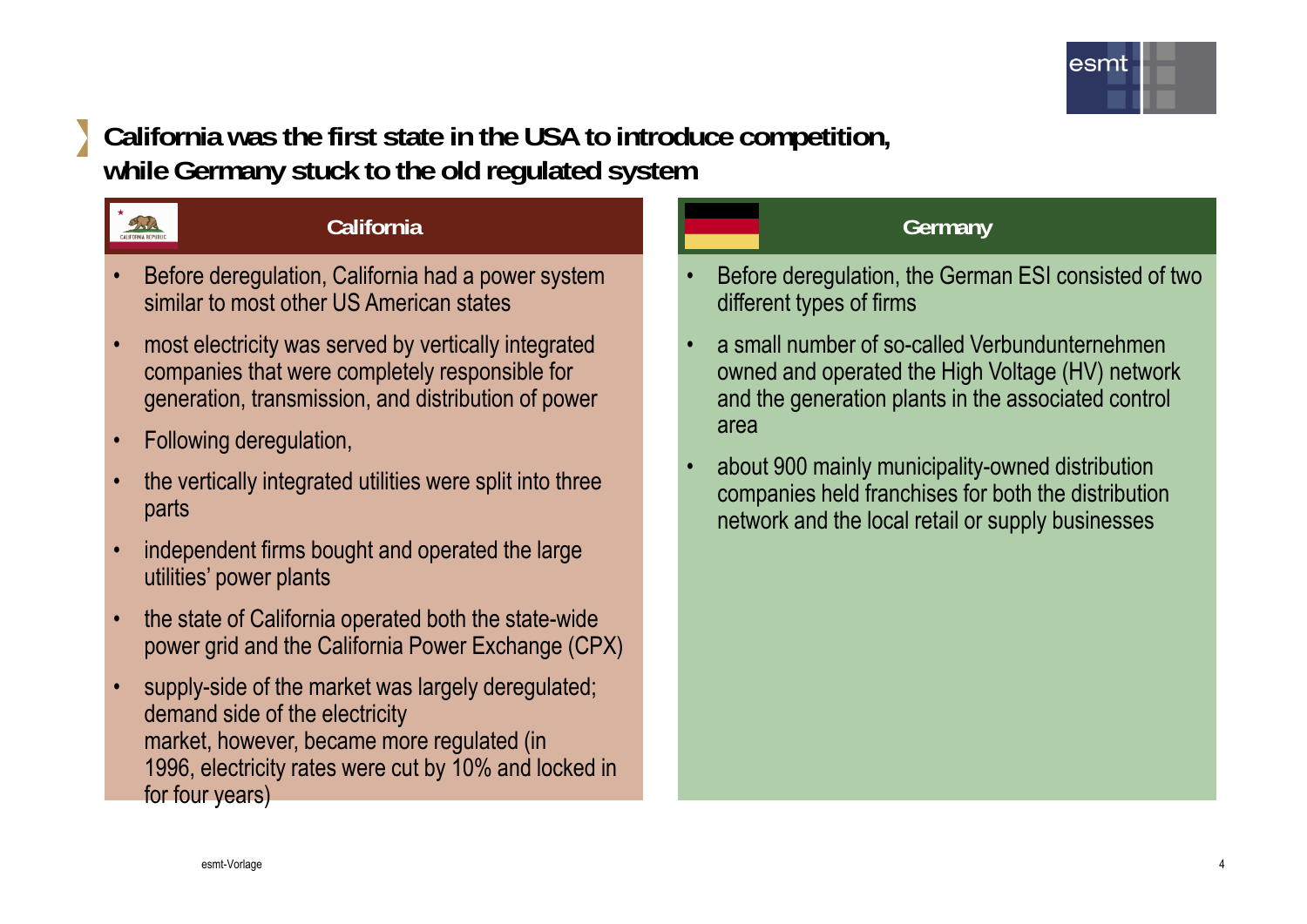# California was the first state in the USA to introduce competition, while Germany stuck to the old regulated system

## California

- Before deregulation, California had a power system similar to most other US American states
- most electricity was served by vertically integrated companies that were completely responsible for generation, transmission, and distribution of power
- Following deregulation,
- the vertically integrated utilities were split into three parts
- independent firms bought and operated the large utilities' power plants
- the state of California operated both the state-wide power grid and the California Power Exchange (CPX)
- supply-side of the market was largely deregulated; demand side of the electricity market, however, became more regulated (in 1996, electricity rates were cut by 10% and locked in for four years)

## Germany

- Before deregulation, the German ESI consisted of two different types of firms
- a small number of so-called Verbundunternehmen owned and operated the High Voltage (HV) network and the generation plants in the associated control area
- about 900 mainly municipality-owned distribution companies held franchises for both the distribution network and the local retail or supply businesses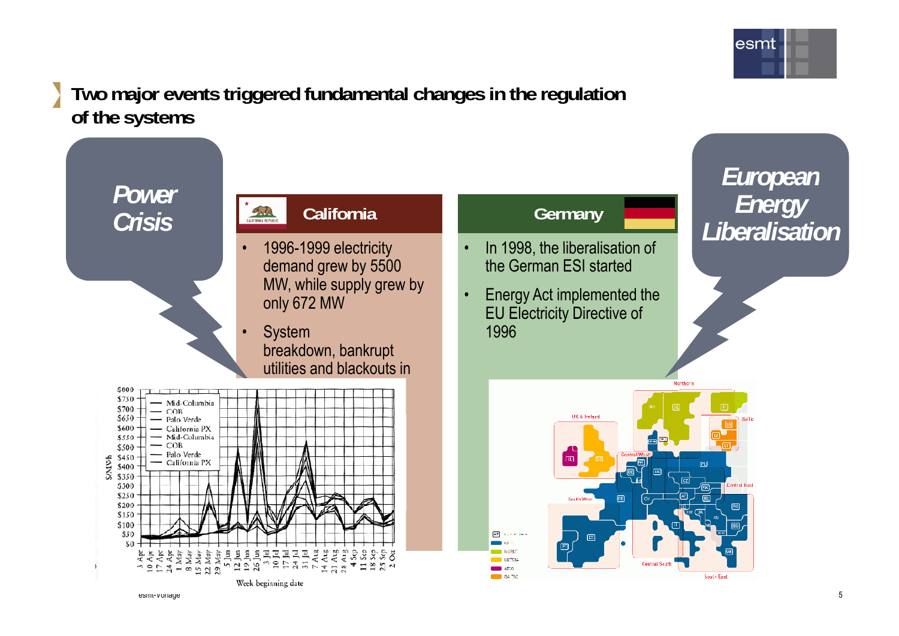## Two major events triggered fundamental changes in the regulation of the systems

*Power Crisis*

**California**

- 1996-1999 electricity demand grew by 5500 MW, while supply grew by only 672 MW
- System breakdown, bankrupt utilities and blackouts in

$800
$750
$700
$650
$600
$550
$500
$450
$400
$350
$300
$250
$200
$150
$100
$50
$0

$/MWh

Mid-Columbia
COB
Palo Verde
California PX
Mid-Columbia
COB
Palo Verde
California PX

3 Apr
10 Apr
17 Apr
24 Apr
1 May
8 May
15 May
22 May
29 May
5 Jun
12 Jun
19 Jun
26 Jun
3 Jul
10 Jul
17 Jul
24 Jul
31 Jul
7 Aug
14 Aug
21 Aug
28 Aug
4 Sep
11 Sep
18 Sep
25 Sep
2 Oct

Week beginning date

*European Energy Liberalisation*

**Germany**

- In 1998, the liberalisation of the German ESI started
- Energy Act implemented the EU Electricity Directive of 1996

Northern
UK & Ireland
Baltic
Central West
Central East
South West
Central South
South East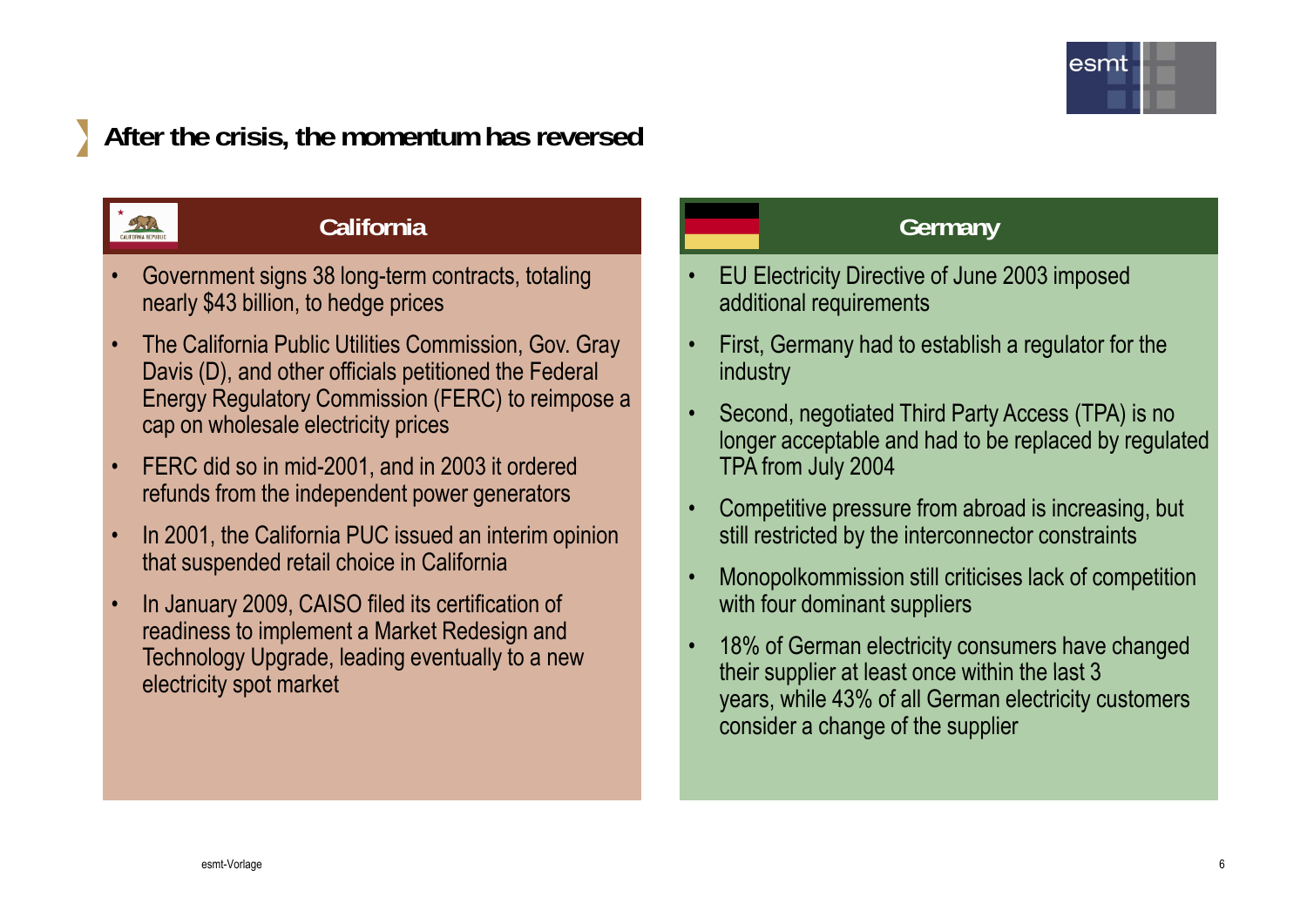# After the crisis, the momentum has reversed

## California

- Government signs 38 long-term contracts, totaling nearly $43 billion, to hedge prices
- The California Public Utilities Commission, Gov. Gray Davis (D), and other officials petitioned the Federal Energy Regulatory Commission (FERC) to reimpose a cap on wholesale electricity prices
- FERC did so in mid-2001, and in 2003 it ordered refunds from the independent power generators
- In 2001, the California PUC issued an interim opinion that suspended retail choice in California
- In January 2009, CAISO filed its certification of readiness to implement a Market Redesign and Technology Upgrade, leading eventually to a new electricity spot market

## Germany

- EU Electricity Directive of June 2003 imposed additional requirements
- First, Germany had to establish a regulator for the industry
- Second, negotiated Third Party Access (TPA) is no longer acceptable and had to be replaced by regulated TPA from July 2004
- Competitive pressure from abroad is increasing, but still restricted by the interconnector constraints
- Monopolkommission still criticises lack of competition with four dominant suppliers
- 18% of German electricity consumers have changed their supplier at least once within the last 3 years, while 43% of all German electricity customers consider a change of the supplier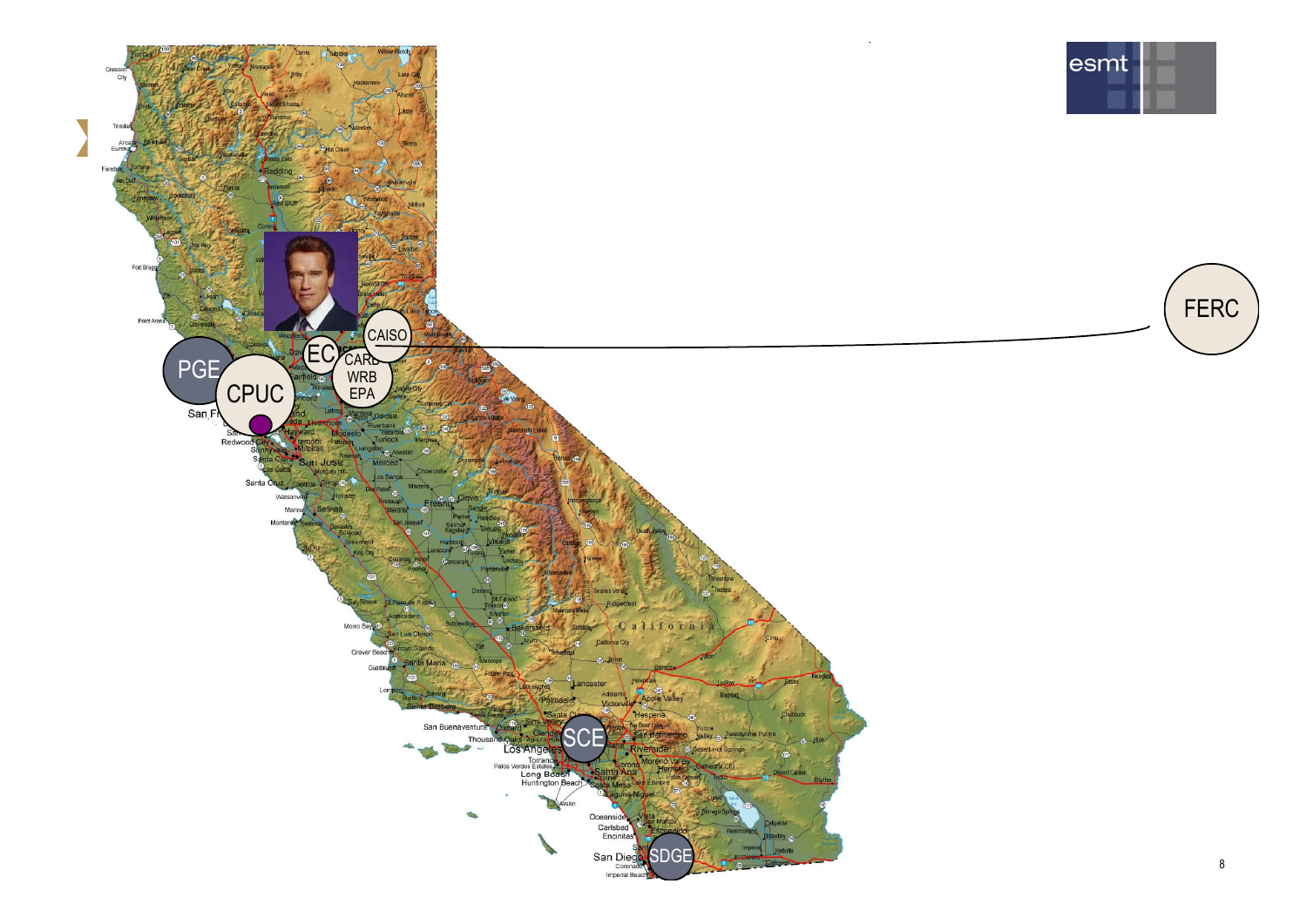PGE

CPUC

EC

CAISO

CARB

WRB

EPA

SCE

SDGE

FERC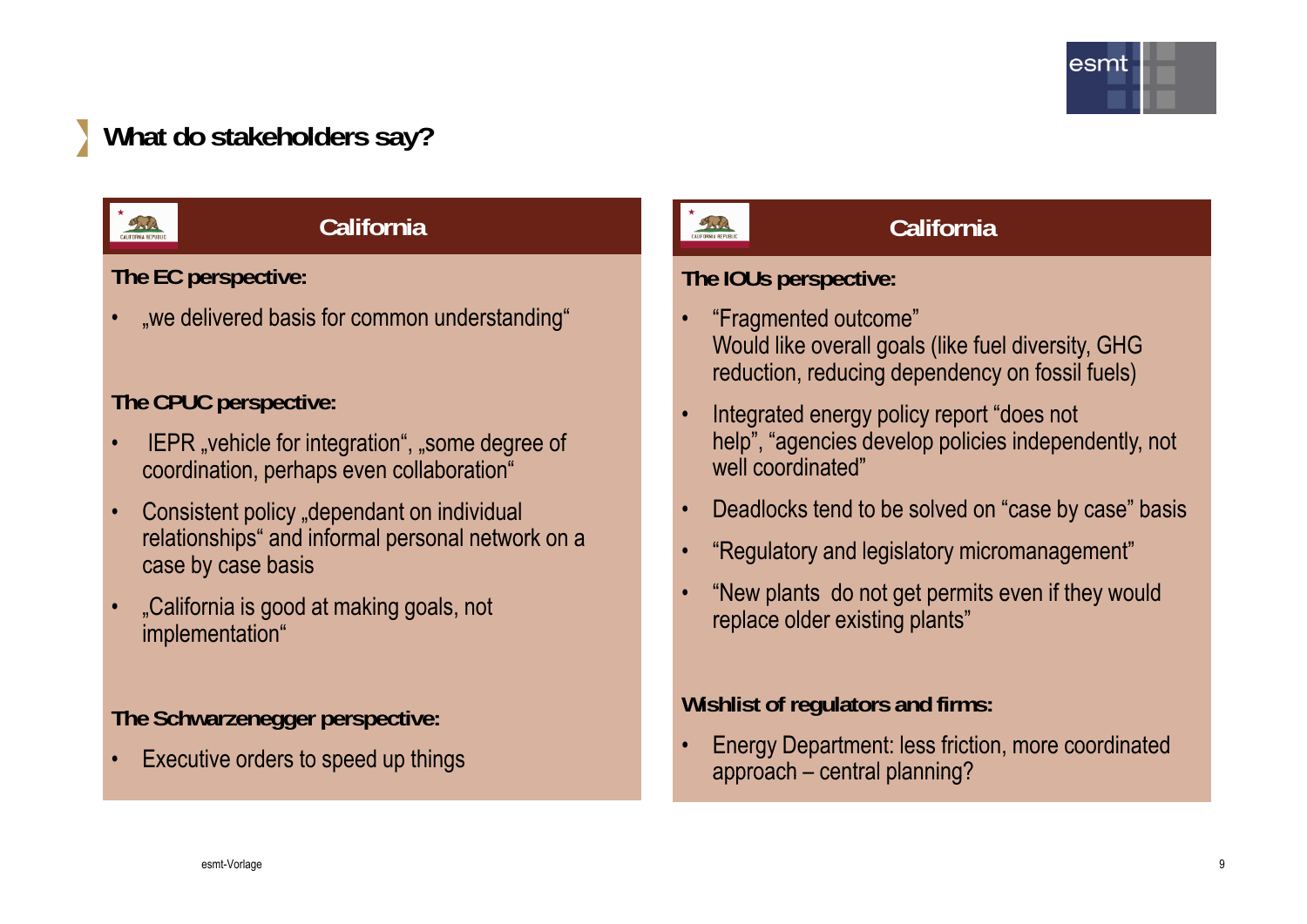# What do stakeholders say?

## California

**The EC perspective:**

- „we delivered basis for common understanding“

**The CPUC perspective:**

- IEPR „vehicle for integration“, „some degree of coordination, perhaps even collaboration“
- Consistent policy „dependant on individual relationships“ and informal personal network on a case by case basis
- „California is good at making goals, not implementation“

**The Schwarzenegger perspective:**

- Executive orders to speed up things

## California

**The IOUs perspective:**

- “Fragmented outcome”
  Would like overall goals (like fuel diversity, GHG reduction, reducing dependency on fossil fuels)
- Integrated energy policy report “does not help”, “agencies develop policies independently, not well coordinated”
- Deadlocks tend to be solved on “case by case” basis
- “Regulatory and legislatory micromanagement”
- “New plants do not get permits even if they would replace older existing plants”

**Wishlist of regulators and firms:**

- Energy Department: less friction, more coordinated approach – central planning?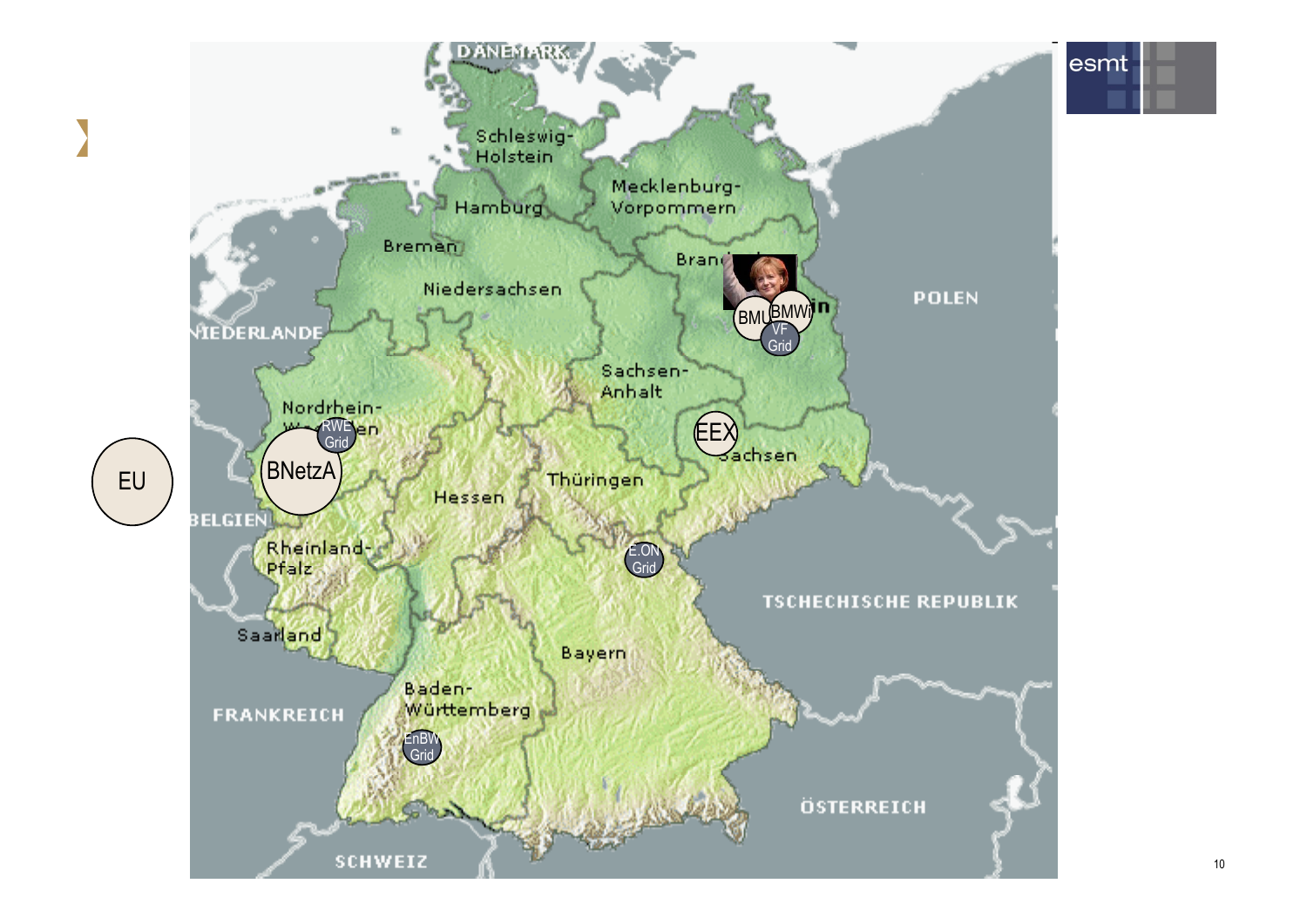EU

BNetzA

RWE Grid

EEX

BMU

BMWi

VF Grid

E.ON Grid

EnBW Grid

DÄNEMARK

Schleswig-Holstein

Hamburg

Mecklenburg-Vorpommern

Bremen

Niedersachsen

Brandenburg

Berlin

POLEN

NIEDERLANDE

Sachsen-Anhalt

Nordrhein-Westfalen

Sachsen

Thüringen

Hessen

BELGIEN

Rheinland-Pfalz

TSCHECHISCHE REPUBLIK

Saarland

Bayern

Baden-Württemberg

FRANKREICH

ÖSTERREICH

SCHWEIZ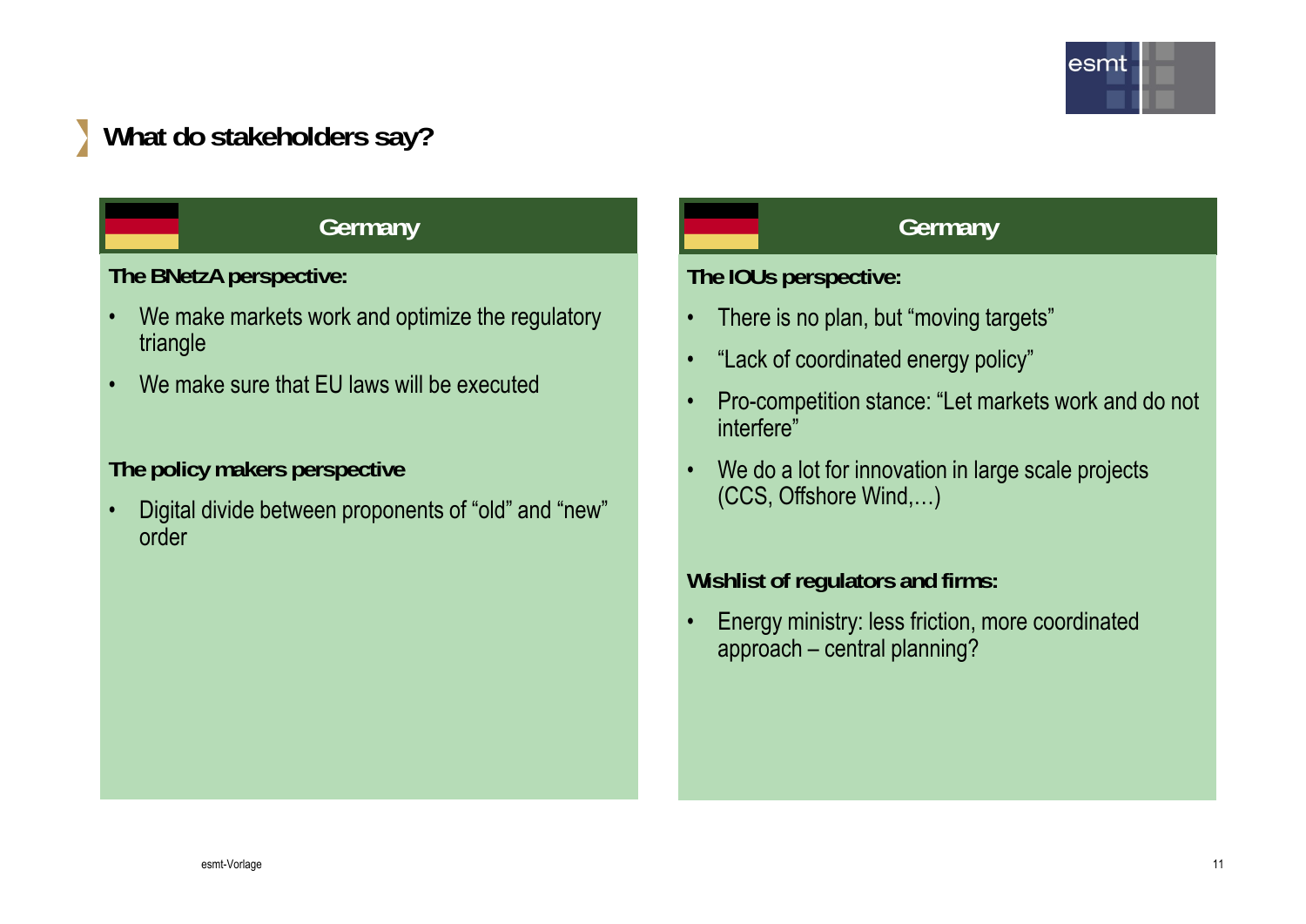## What do stakeholders say?

### Germany

**The BNetzA perspective:**

- We make markets work and optimize the regulatory triangle
- We make sure that EU laws will be executed

**The policy makers perspective**

- Digital divide between proponents of “old” and “new” order

### Germany

**The IOUs perspective:**

- There is no plan, but “moving targets”
- “Lack of coordinated energy policy”
- Pro-competition stance: “Let markets work and do not interfere”
- We do a lot for innovation in large scale projects (CCS, Offshore Wind,…)

**Wishlist of regulators and firms:**

- Energy ministry: less friction, more coordinated approach – central planning?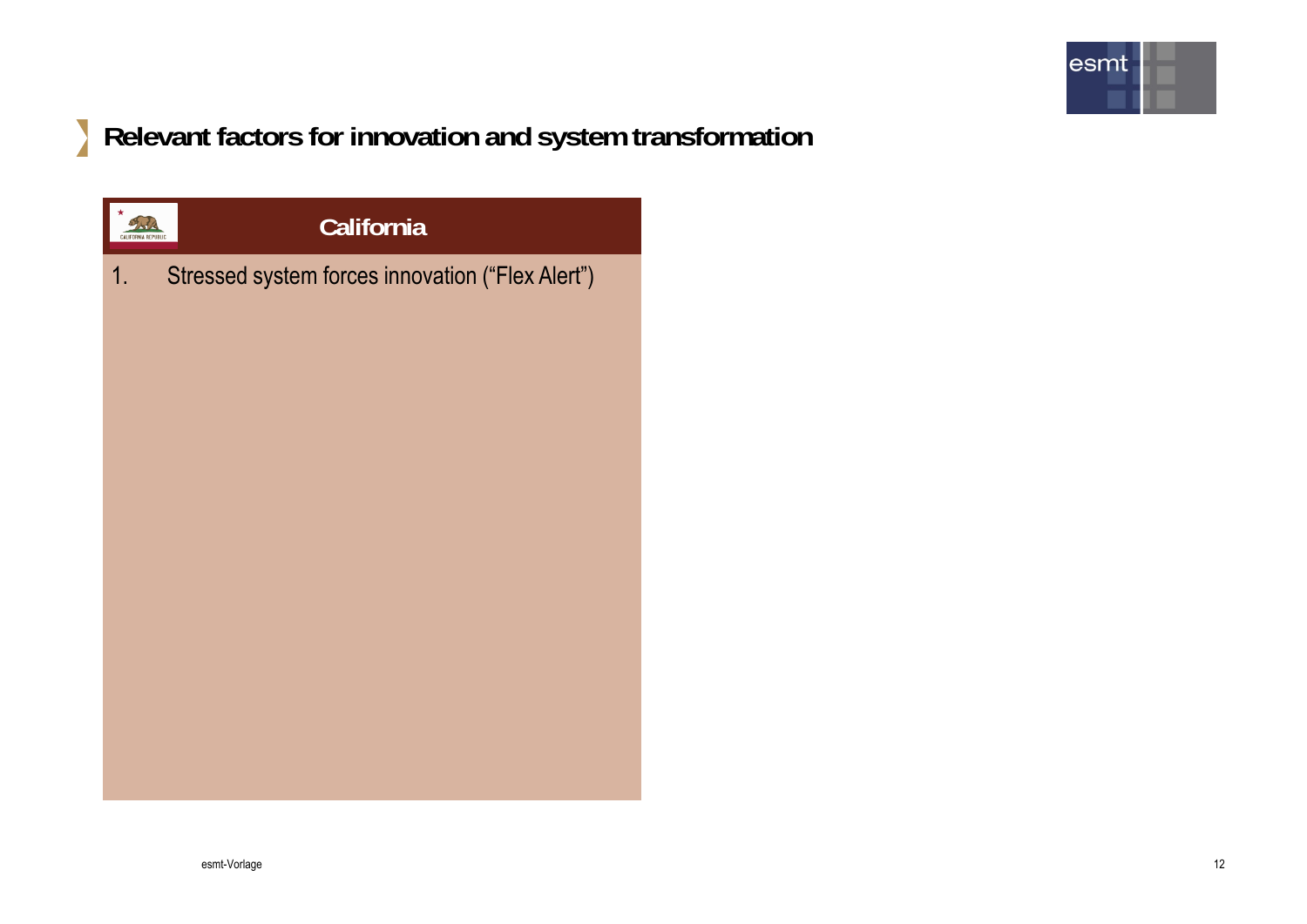# Relevant factors for innovation and system transformation

## California

1. Stressed system forces innovation (“Flex Alert”)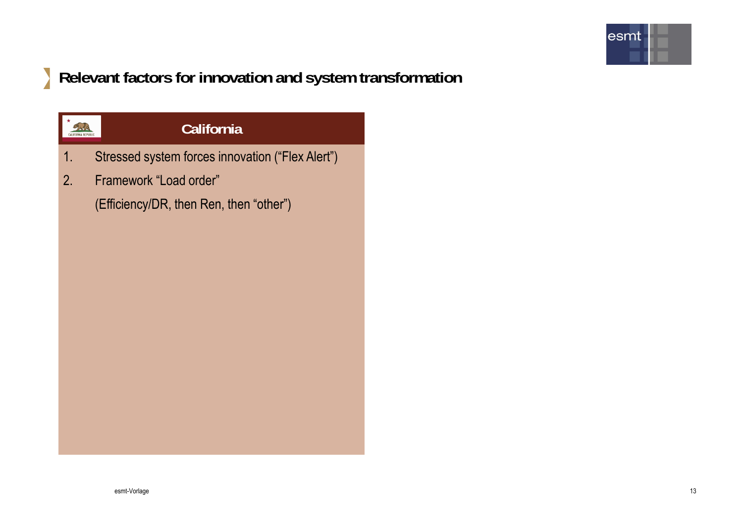# Relevant factors for innovation and system transformation

## California

1. Stressed system forces innovation (“Flex Alert”)
2. Framework “Load order”

   (Efficiency/DR, then Ren, then “other”)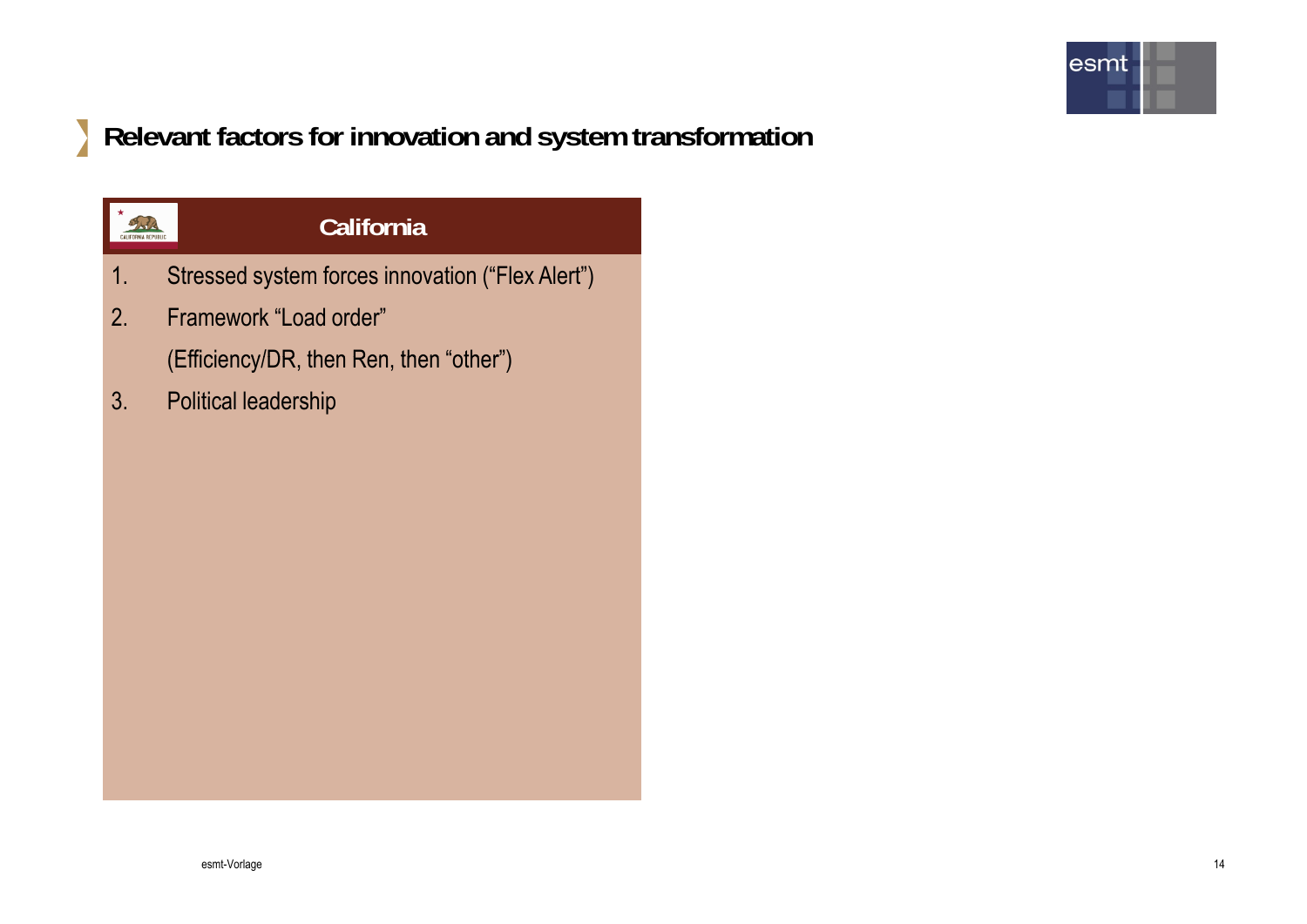# Relevant factors for innovation and system transformation

## California

1. Stressed system forces innovation (“Flex Alert”)
2. Framework “Load order”

   (Efficiency/DR, then Ren, then “other”)
3. Political leadership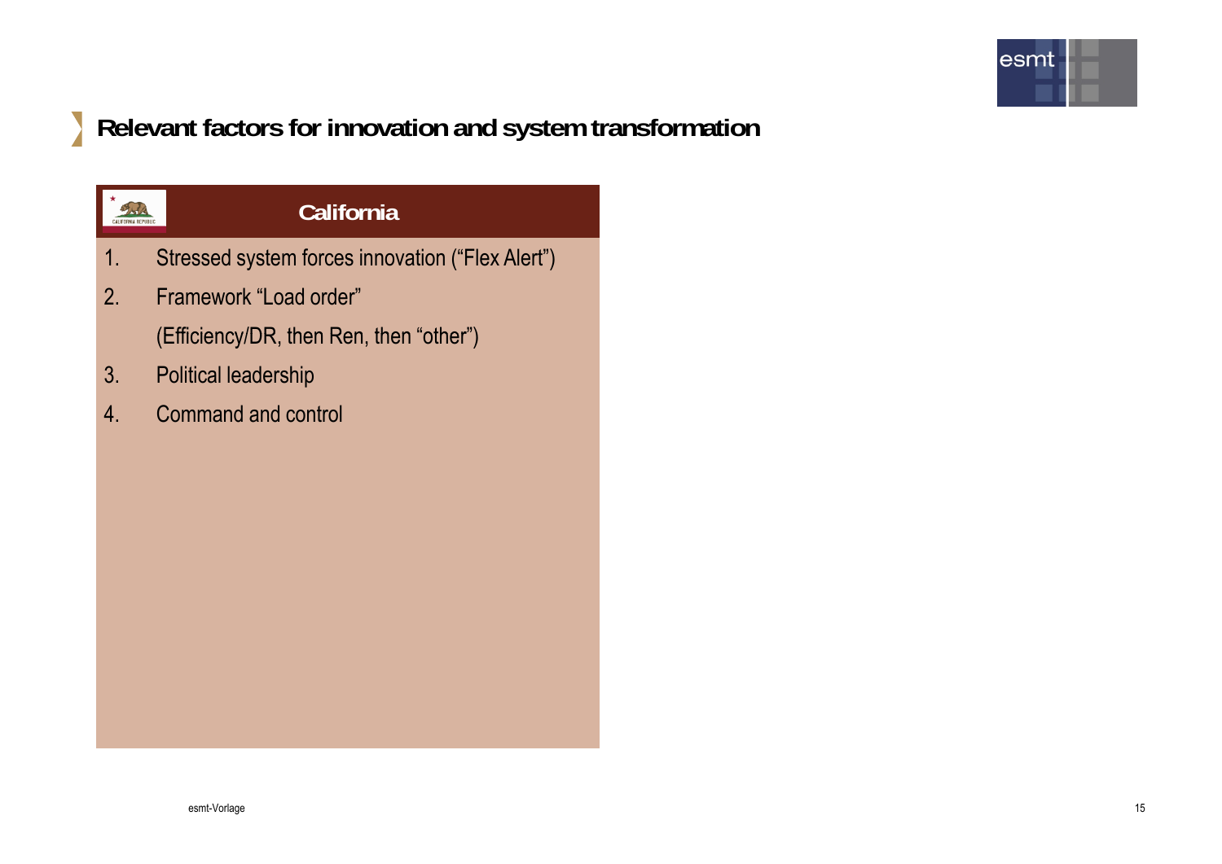## Relevant factors for innovation and system transformation

### California

1. Stressed system forces innovation (“Flex Alert”)
2. Framework “Load order”
   (Efficiency/DR, then Ren, then “other”)
3. Political leadership
4. Command and control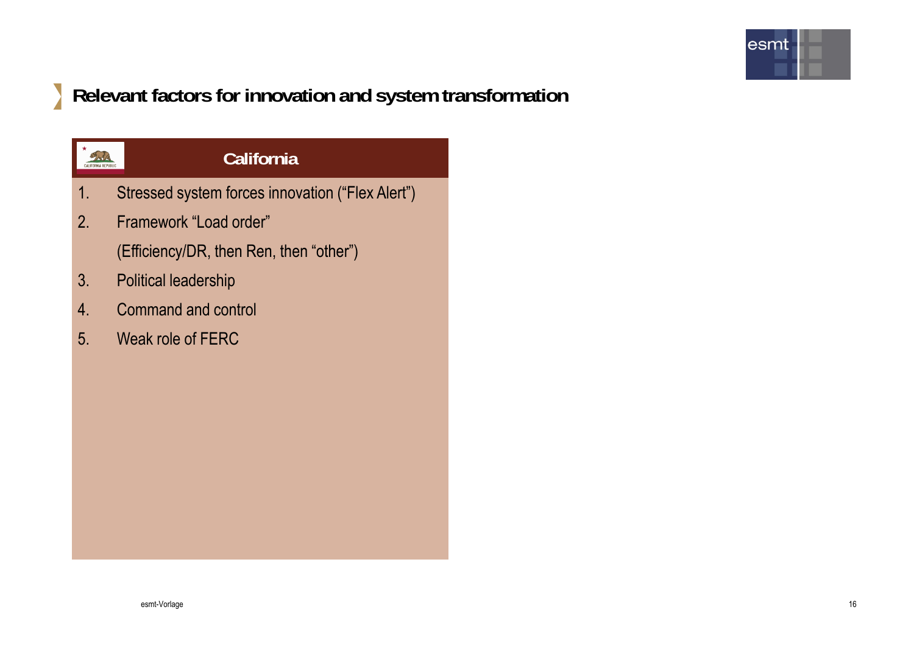## Relevant factors for innovation and system transformation

### California

1. Stressed system forces innovation (“Flex Alert”)
2. Framework “Load order”
   (Efficiency/DR, then Ren, then “other”)
3. Political leadership
4. Command and control
5. Weak role of FERC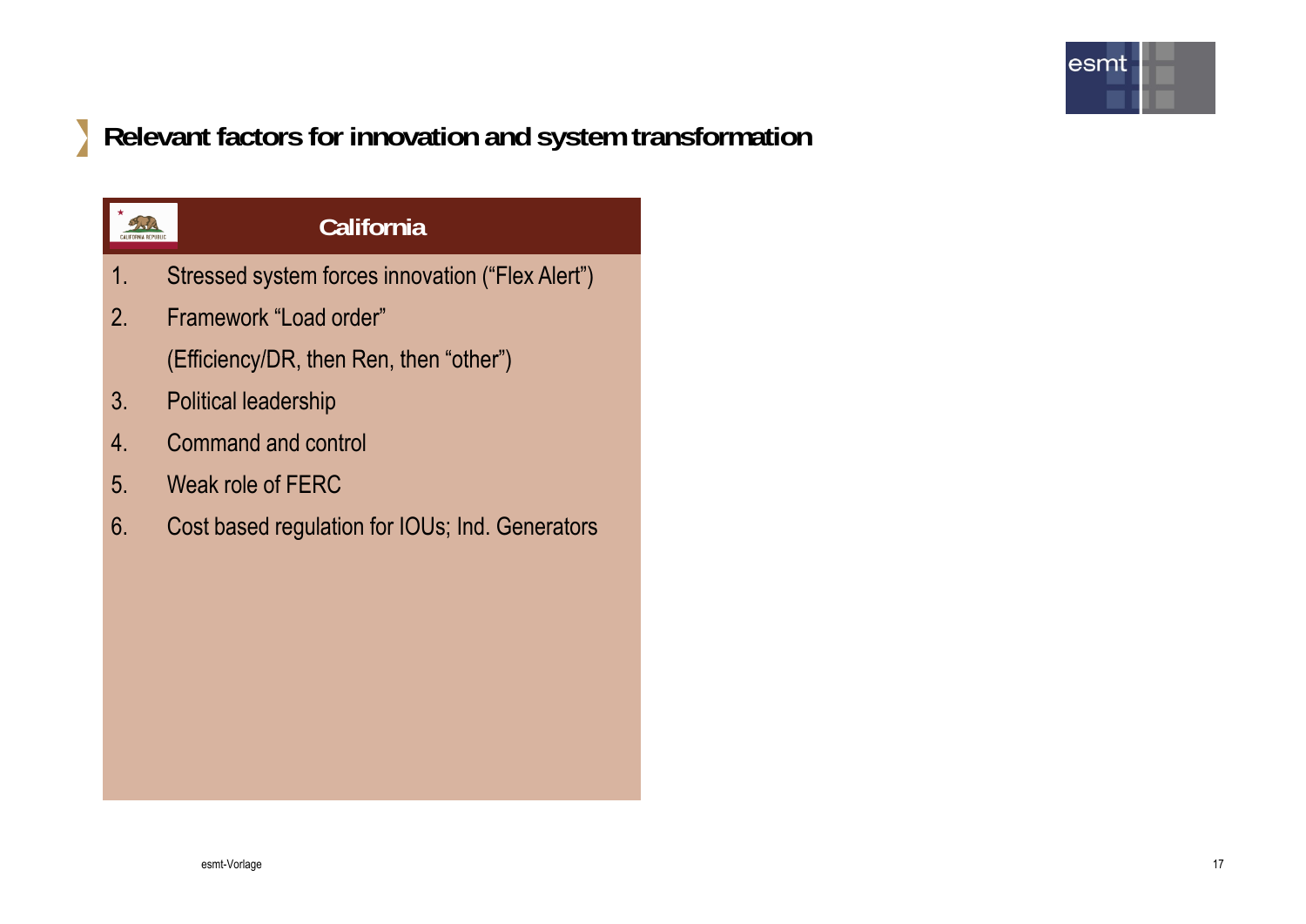## Relevant factors for innovation and system transformation

### California

1. Stressed system forces innovation (“Flex Alert”)
2. Framework “Load order”
   (Efficiency/DR, then Ren, then “other”)
3. Political leadership
4. Command and control
5. Weak role of FERC
6. Cost based regulation for IOUs; Ind. Generators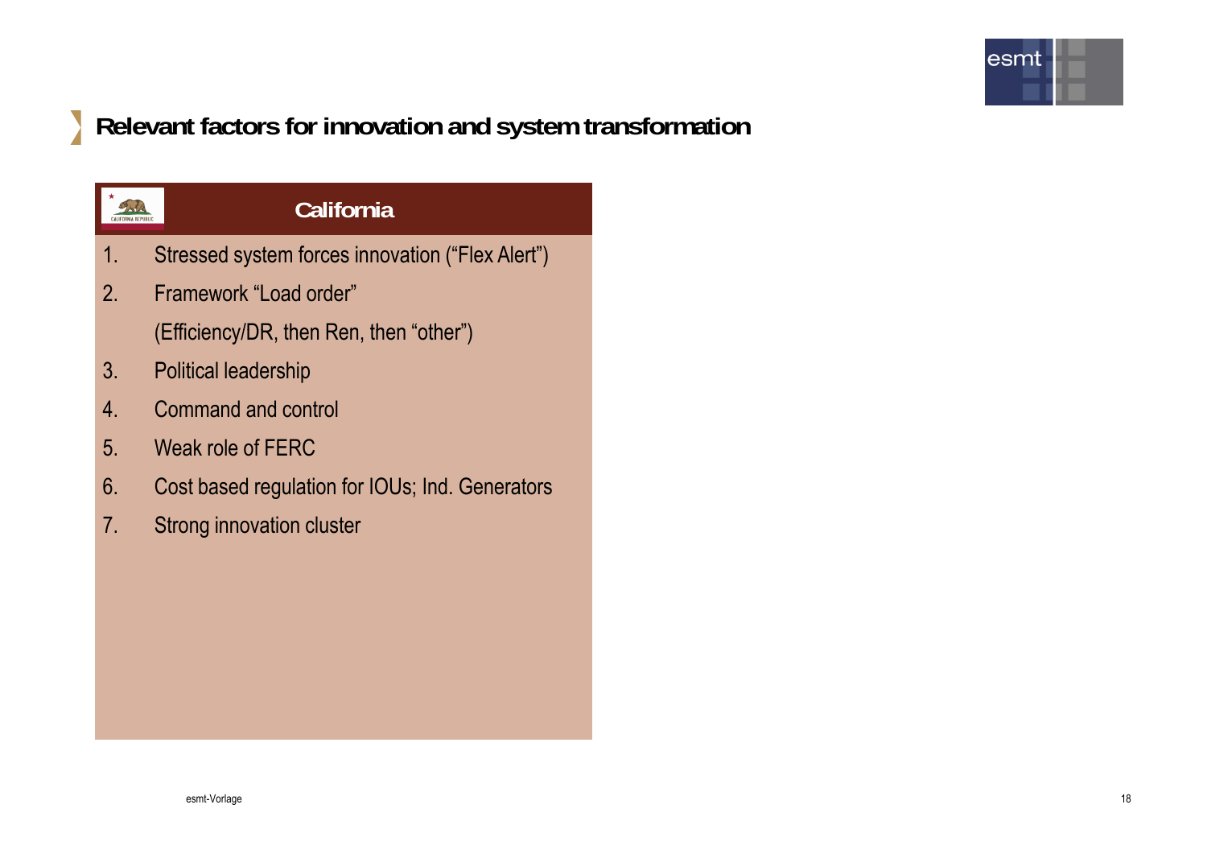# Relevant factors for innovation and system transformation

## California

1. Stressed system forces innovation (“Flex Alert”)
2. Framework “Load order”
   (Efficiency/DR, then Ren, then “other”)
3. Political leadership
4. Command and control
5. Weak role of FERC
6. Cost based regulation for IOUs; Ind. Generators
7. Strong innovation cluster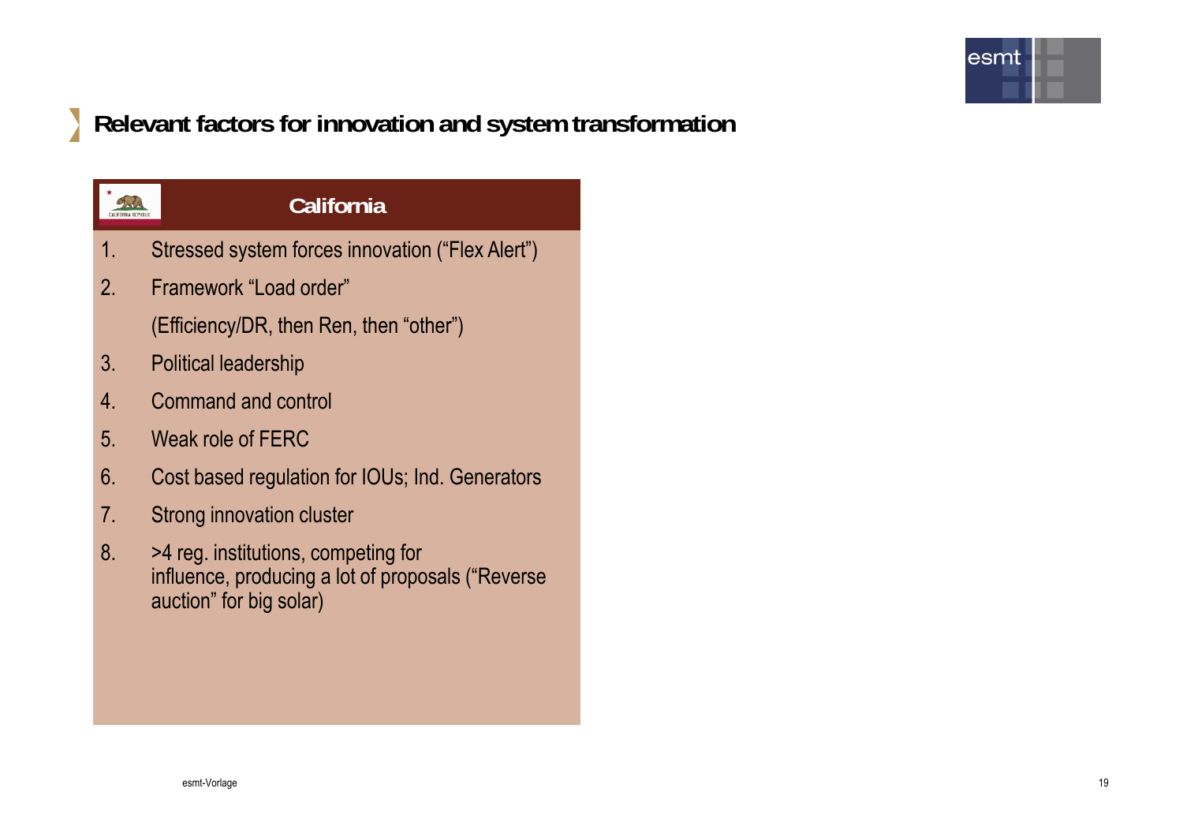# Relevant factors for innovation and system transformation

## California

1. Stressed system forces innovation (“Flex Alert”)
2. Framework “Load order”

   (Efficiency/DR, then Ren, then “other”)
3. Political leadership
4. Command and control
5. Weak role of FERC
6. Cost based regulation for IOUs; Ind. Generators
7. Strong innovation cluster
8. >4 reg. institutions, competing for influence, producing a lot of proposals (“Reverse auction” for big solar)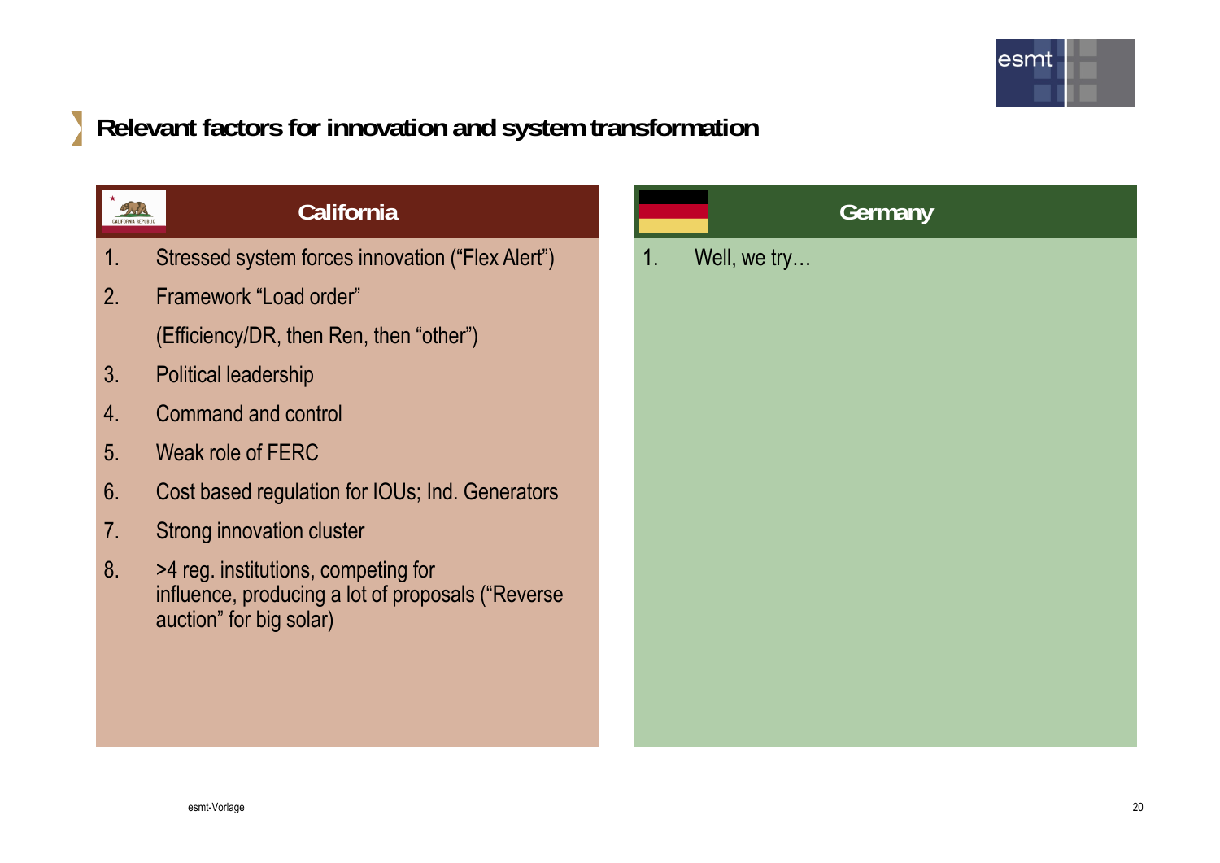# Relevant factors for innovation and system transformation

## California

1. Stressed system forces innovation (“Flex Alert”)
2. Framework “Load order”

   (Efficiency/DR, then Ren, then “other”)
3. Political leadership
4. Command and control
5. Weak role of FERC
6. Cost based regulation for IOUs; Ind. Generators
7. Strong innovation cluster
8. >4 reg. institutions, competing for influence, producing a lot of proposals (“Reverse auction” for big solar)

## Germany

1. Well, we try…

esmt-Vorlage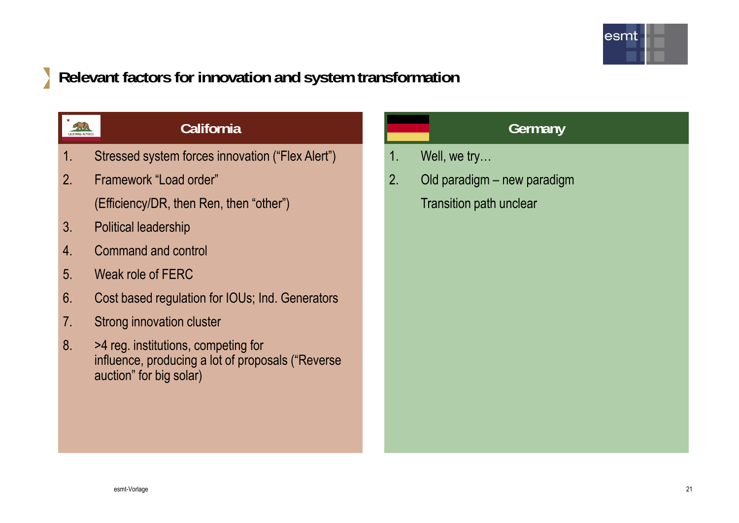# Relevant factors for innovation and system transformation

## California

1. Stressed system forces innovation ("Flex Alert")
2. Framework "Load order"

   (Efficiency/DR, then Ren, then "other")
3. Political leadership
4. Command and control
5. Weak role of FERC
6. Cost based regulation for IOUs; Ind. Generators
7. Strong innovation cluster
8. >4 reg. institutions, competing for influence, producing a lot of proposals ("Reverse auction" for big solar)

## Germany

1. Well, we try…
2. Old paradigm – new paradigm

   Transition path unclear

esmt-Vorlage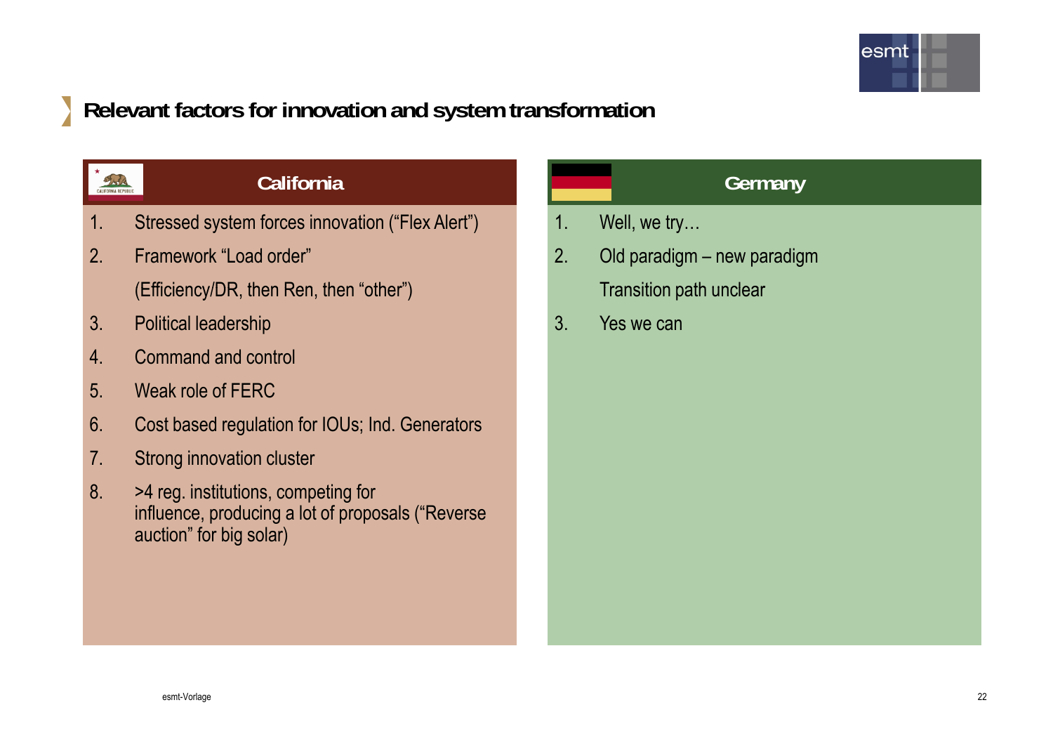# Relevant factors for innovation and system transformation

## California

1. Stressed system forces innovation ("Flex Alert")
2. Framework "Load order"
   (Efficiency/DR, then Ren, then "other")
3. Political leadership
4. Command and control
5. Weak role of FERC
6. Cost based regulation for IOUs; Ind. Generators
7. Strong innovation cluster
8. >4 reg. institutions, competing for influence, producing a lot of proposals ("Reverse auction" for big solar)

## Germany

1. Well, we try…
2. Old paradigm – new paradigm
   Transition path unclear
3. Yes we can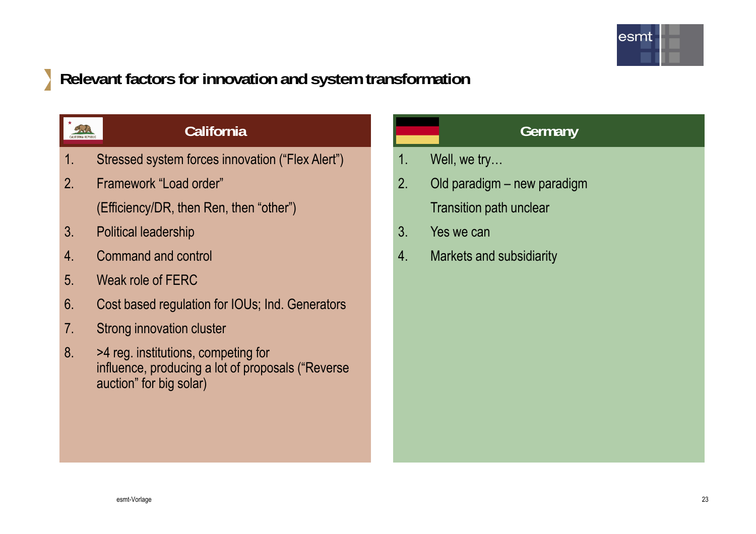# Relevant factors for innovation and system transformation

## California

1. Stressed system forces innovation ("Flex Alert")
2. Framework "Load order"

   (Efficiency/DR, then Ren, then "other")
3. Political leadership
4. Command and control
5. Weak role of FERC
6. Cost based regulation for IOUs; Ind. Generators
7. Strong innovation cluster
8. >4 reg. institutions, competing for influence, producing a lot of proposals ("Reverse auction" for big solar)

## Germany

1. Well, we try…
2. Old paradigm – new paradigm

   Transition path unclear
3. Yes we can
4. Markets and subsidiarity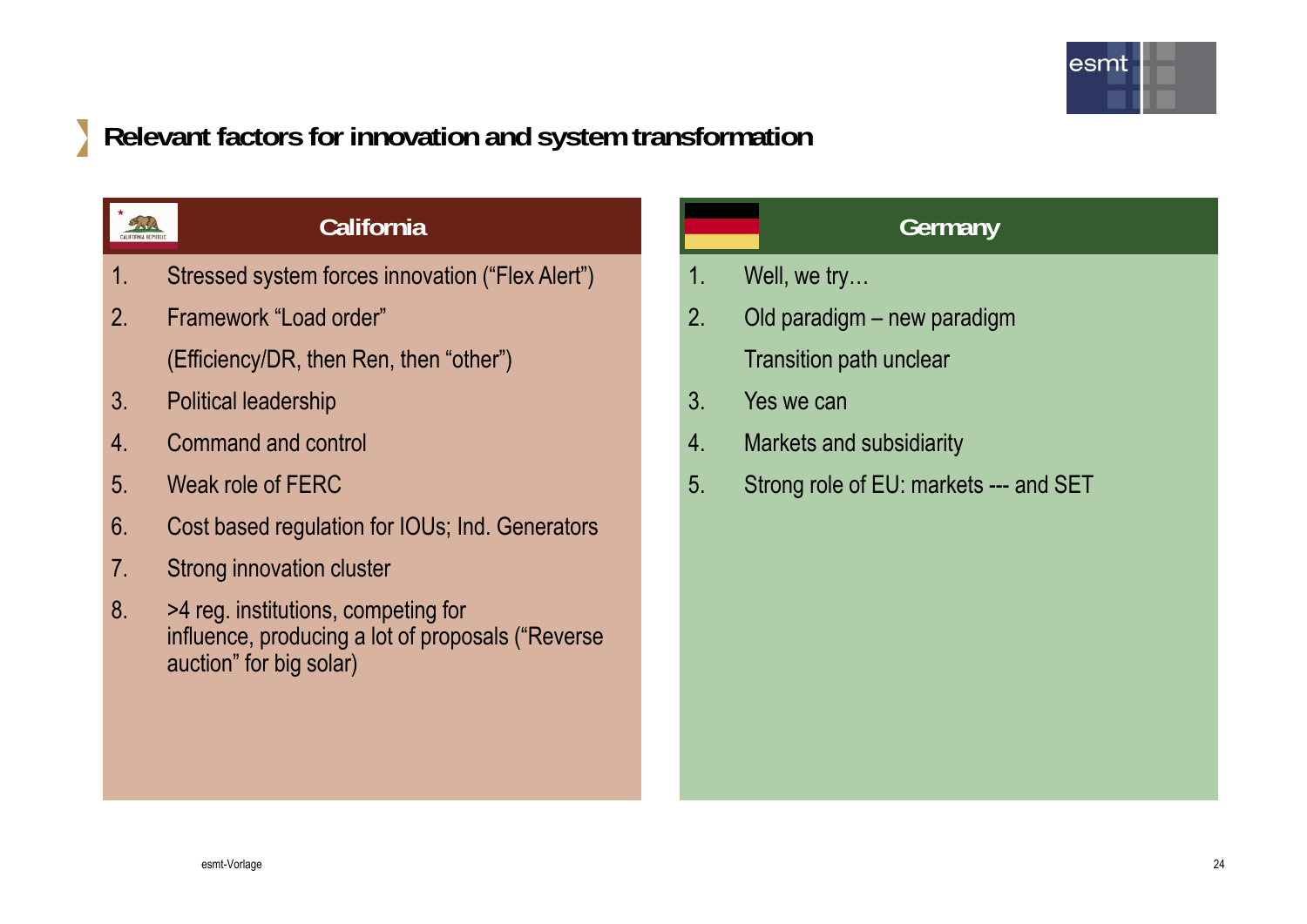# Relevant factors for innovation and system transformation

## California

1. Stressed system forces innovation (“Flex Alert”)
2. Framework “Load order”

   (Efficiency/DR, then Ren, then “other”)
3. Political leadership
4. Command and control
5. Weak role of FERC
6. Cost based regulation for IOUs; Ind. Generators
7. Strong innovation cluster
8. >4 reg. institutions, competing for influence, producing a lot of proposals (“Reverse auction” for big solar)

## Germany

1. Well, we try…
2. Old paradigm – new paradigm

   Transition path unclear
3. Yes we can
4. Markets and subsidiarity
5. Strong role of EU: markets --- and SET

esmt-Vorlage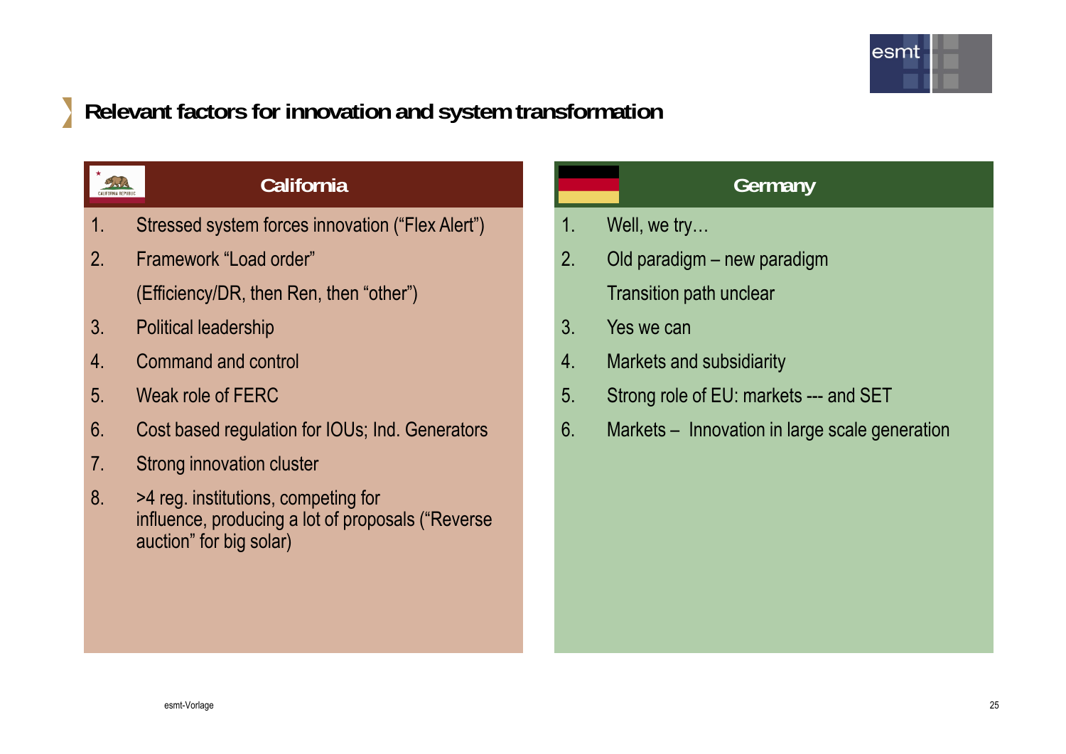# Relevant factors for innovation and system transformation

## California

1. Stressed system forces innovation (“Flex Alert”)
2. Framework “Load order”
   (Efficiency/DR, then Ren, then “other”)
3. Political leadership
4. Command and control
5. Weak role of FERC
6. Cost based regulation for IOUs; Ind. Generators
7. Strong innovation cluster
8. >4 reg. institutions, competing for influence, producing a lot of proposals (“Reverse auction” for big solar)

## Germany

1. Well, we try…
2. Old paradigm – new paradigm
   Transition path unclear
3. Yes we can
4. Markets and subsidiarity
5. Strong role of EU: markets --- and SET
6. Markets – Innovation in large scale generation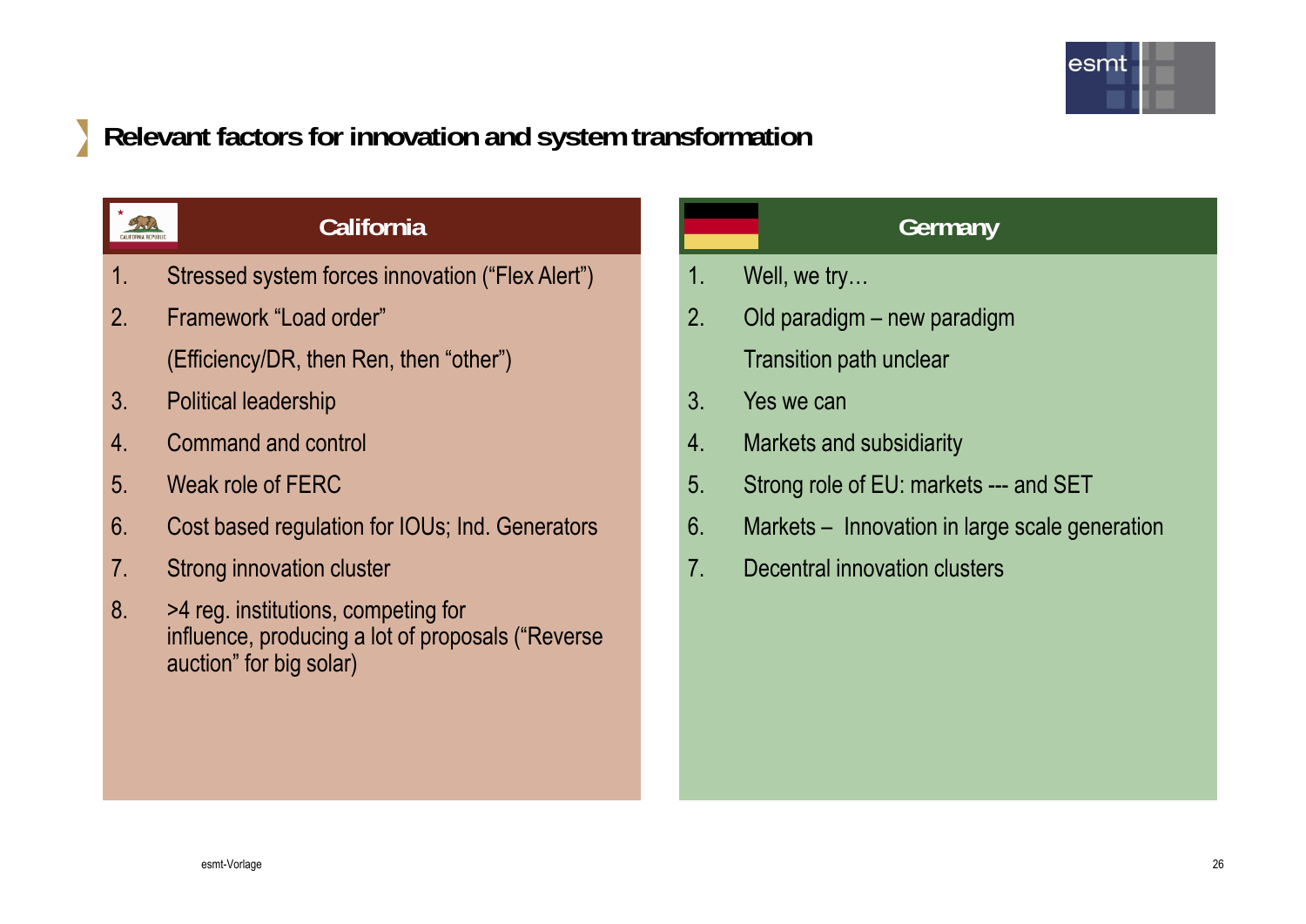# Relevant factors for innovation and system transformation

## California

1. Stressed system forces innovation ("Flex Alert")
2. Framework "Load order"

   (Efficiency/DR, then Ren, then "other")
3. Political leadership
4. Command and control
5. Weak role of FERC
6. Cost based regulation for IOUs; Ind. Generators
7. Strong innovation cluster
8. >4 reg. institutions, competing for influence, producing a lot of proposals ("Reverse auction" for big solar)

## Germany

1. Well, we try…
2. Old paradigm – new paradigm

   Transition path unclear
3. Yes we can
4. Markets and subsidiarity
5. Strong role of EU: markets --- and SET
6. Markets – Innovation in large scale generation
7. Decentral innovation clusters

esmt-Vorlage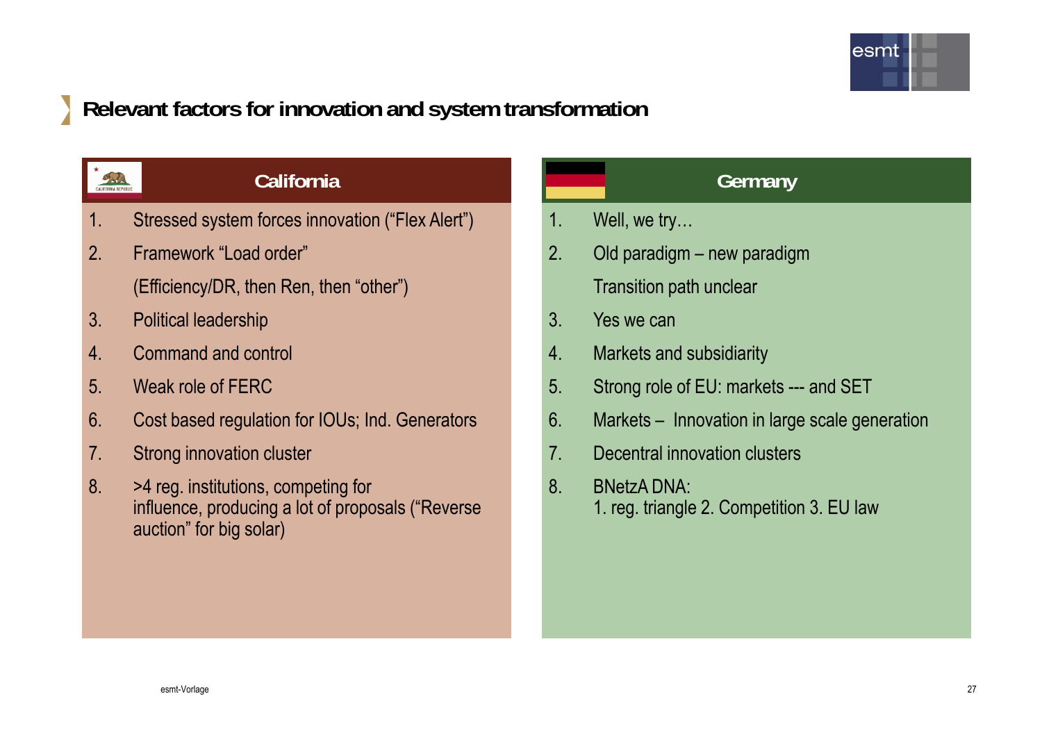# Relevant factors for innovation and system transformation

## California

1. Stressed system forces innovation (“Flex Alert”)
2. Framework “Load order”

   (Efficiency/DR, then Ren, then “other”)
3. Political leadership
4. Command and control
5. Weak role of FERC
6. Cost based regulation for IOUs; Ind. Generators
7. Strong innovation cluster
8. >4 reg. institutions, competing for influence, producing a lot of proposals (“Reverse auction” for big solar)

## Germany

1. Well, we try…
2. Old paradigm – new paradigm

   Transition path unclear
3. Yes we can
4. Markets and subsidiarity
5. Strong role of EU: markets --- and SET
6. Markets – Innovation in large scale generation
7. Decentral innovation clusters
8. BNetzA DNA:
   1. reg. triangle 2. Competition 3. EU law

esmt-Vorlage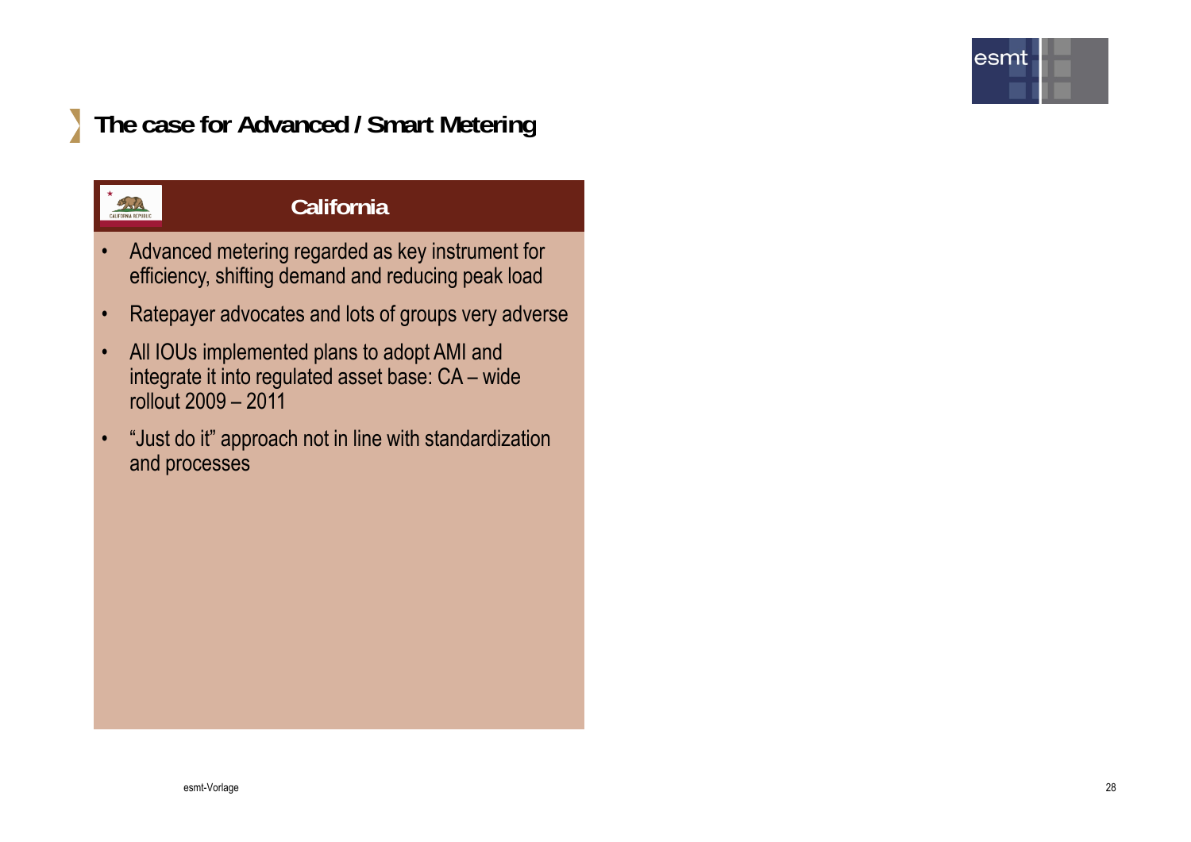## The case for Advanced / Smart Metering

### California

- Advanced metering regarded as key instrument for efficiency, shifting demand and reducing peak load
- Ratepayer advocates and lots of groups very adverse
- All IOUs implemented plans to adopt AMI and integrate it into regulated asset base: CA – wide rollout 2009 – 2011
- “Just do it” approach not in line with standardization and processes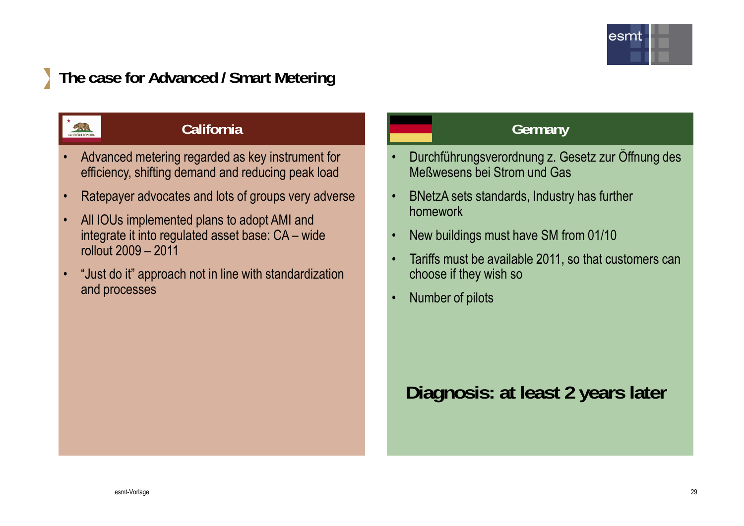# The case for Advanced / Smart Metering

## California

- Advanced metering regarded as key instrument for efficiency, shifting demand and reducing peak load
- Ratepayer advocates and lots of groups very adverse
- All IOUs implemented plans to adopt AMI and integrate it into regulated asset base: CA – wide rollout 2009 – 2011
- "Just do it" approach not in line with standardization and processes

## Germany

- Durchführungsverordnung z. Gesetz zur Öffnung des Meßwesens bei Strom und Gas
- BNetzA sets standards, Industry has further homework
- New buildings must have SM from 01/10
- Tariffs must be available 2011, so that customers can choose if they wish so
- Number of pilots

**Diagnosis: at least 2 years later**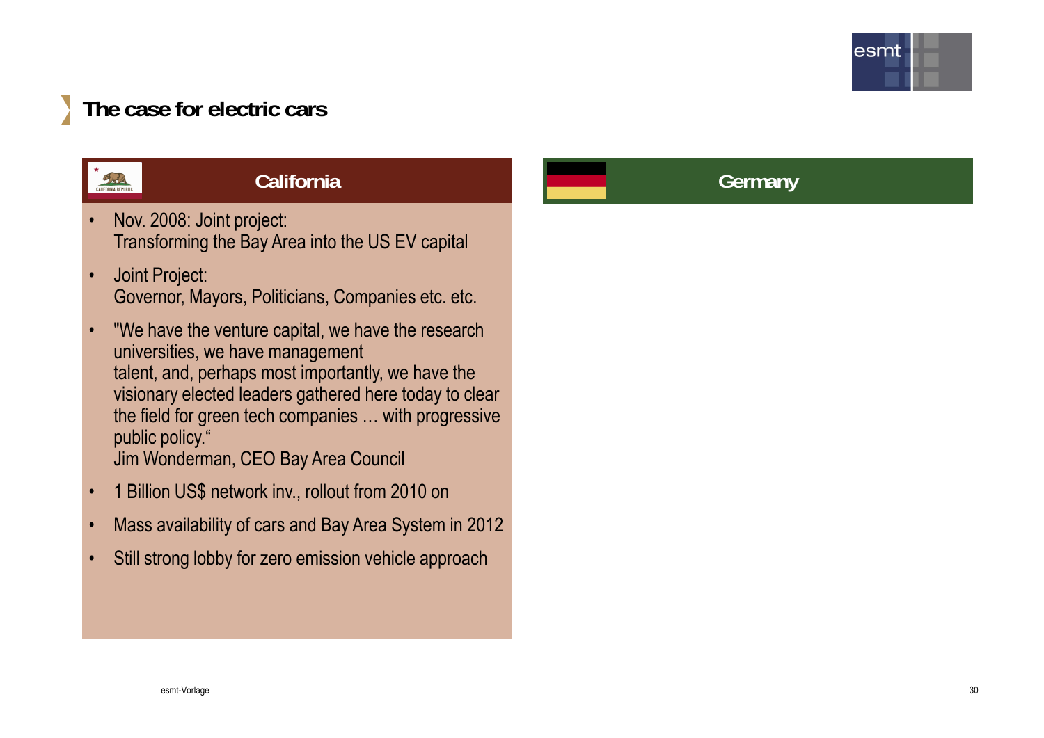# The case for electric cars

## California

- Nov. 2008: Joint project:
  Transforming the Bay Area into the US EV capital
- Joint Project:
  Governor, Mayors, Politicians, Companies etc. etc.
- "We have the venture capital, we have the research universities, we have management talent, and, perhaps most importantly, we have the visionary elected leaders gathered here today to clear the field for green tech companies … with progressive public policy.“
  Jim Wonderman, CEO Bay Area Council
- 1 Billion US$ network inv., rollout from 2010 on
- Mass availability of cars and Bay Area System in 2012
- Still strong lobby for zero emission vehicle approach

## Germany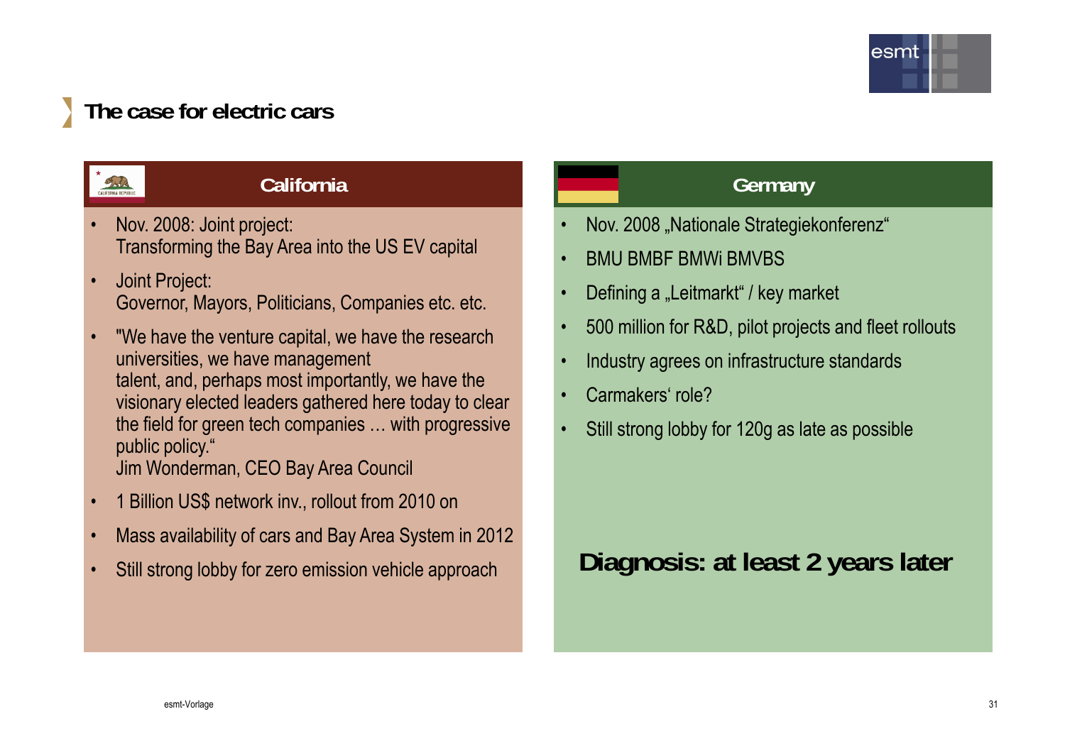# The case for electric cars

## California

- Nov. 2008: Joint project:
  Transforming the Bay Area into the US EV capital
- Joint Project:
  Governor, Mayors, Politicians, Companies etc. etc.
- "We have the venture capital, we have the research universities, we have management talent, and, perhaps most importantly, we have the visionary elected leaders gathered here today to clear the field for green tech companies … with progressive public policy."
  Jim Wonderman, CEO Bay Area Council
- 1 Billion US$ network inv., rollout from 2010 on
- Mass availability of cars and Bay Area System in 2012
- Still strong lobby for zero emission vehicle approach

## Germany

- Nov. 2008 „Nationale Strategiekonferenz“
- BMU BMBF BMWi BMVBS
- Defining a „Leitmarkt“ / key market
- 500 million for R&D, pilot projects and fleet rollouts
- Industry agrees on infrastructure standards
- Carmakers‘ role?
- Still strong lobby for 120g as late as possible

**Diagnosis: at least 2 years later**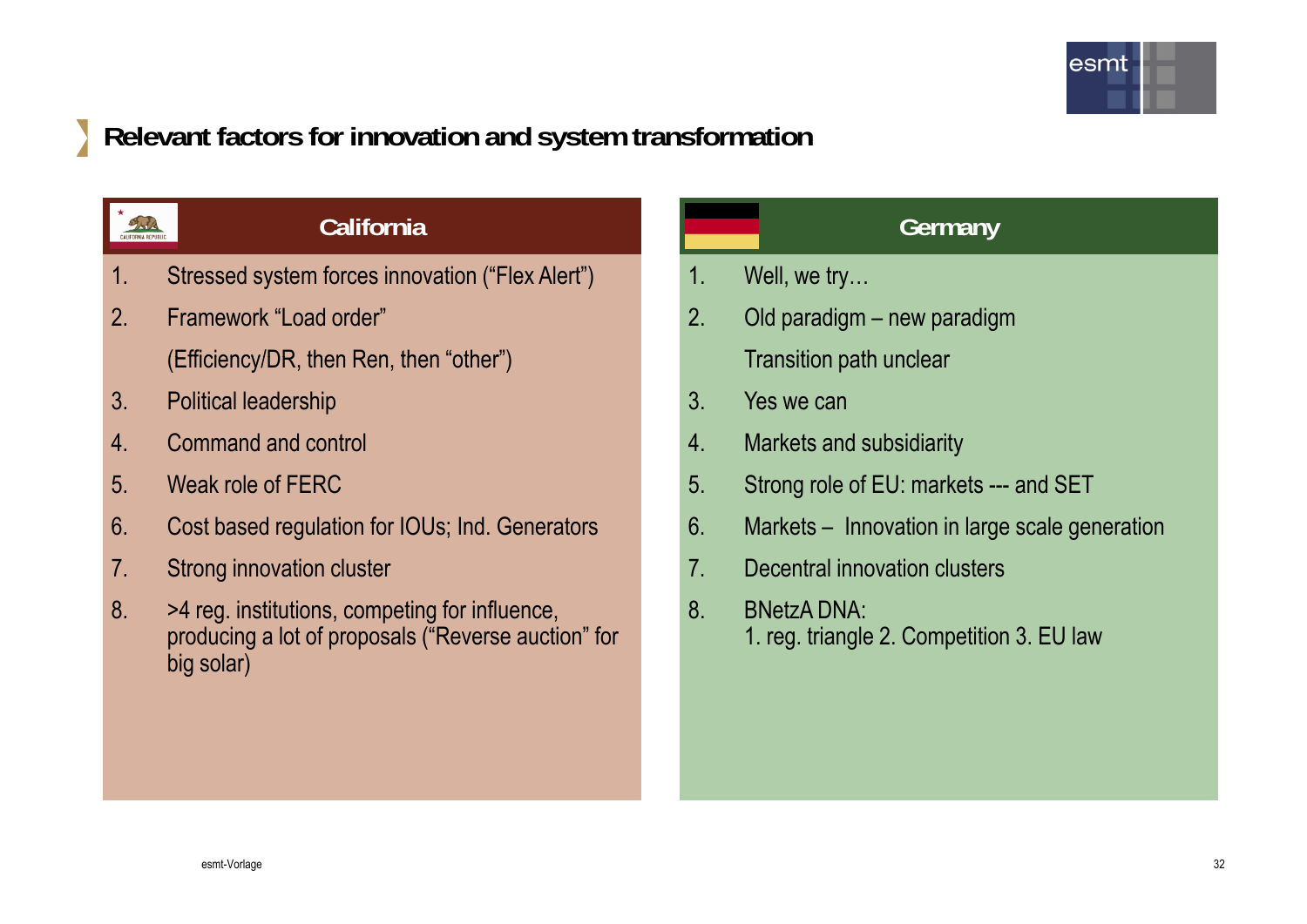# Relevant factors for innovation and system transformation

## California

1. Stressed system forces innovation (“Flex Alert”)
2. Framework “Load order”
   (Efficiency/DR, then Ren, then “other”)
3. Political leadership
4. Command and control
5. Weak role of FERC
6. Cost based regulation for IOUs; Ind. Generators
7. Strong innovation cluster
8. >4 reg. institutions, competing for influence, producing a lot of proposals (“Reverse auction” for big solar)

## Germany

1. Well, we try…
2. Old paradigm – new paradigm
   Transition path unclear
3. Yes we can
4. Markets and subsidiarity
5. Strong role of EU: markets --- and SET
6. Markets – Innovation in large scale generation
7. Decentral innovation clusters
8. BNetzA DNA:
   1. reg. triangle 2. Competition 3. EU law

esmt-Vorlage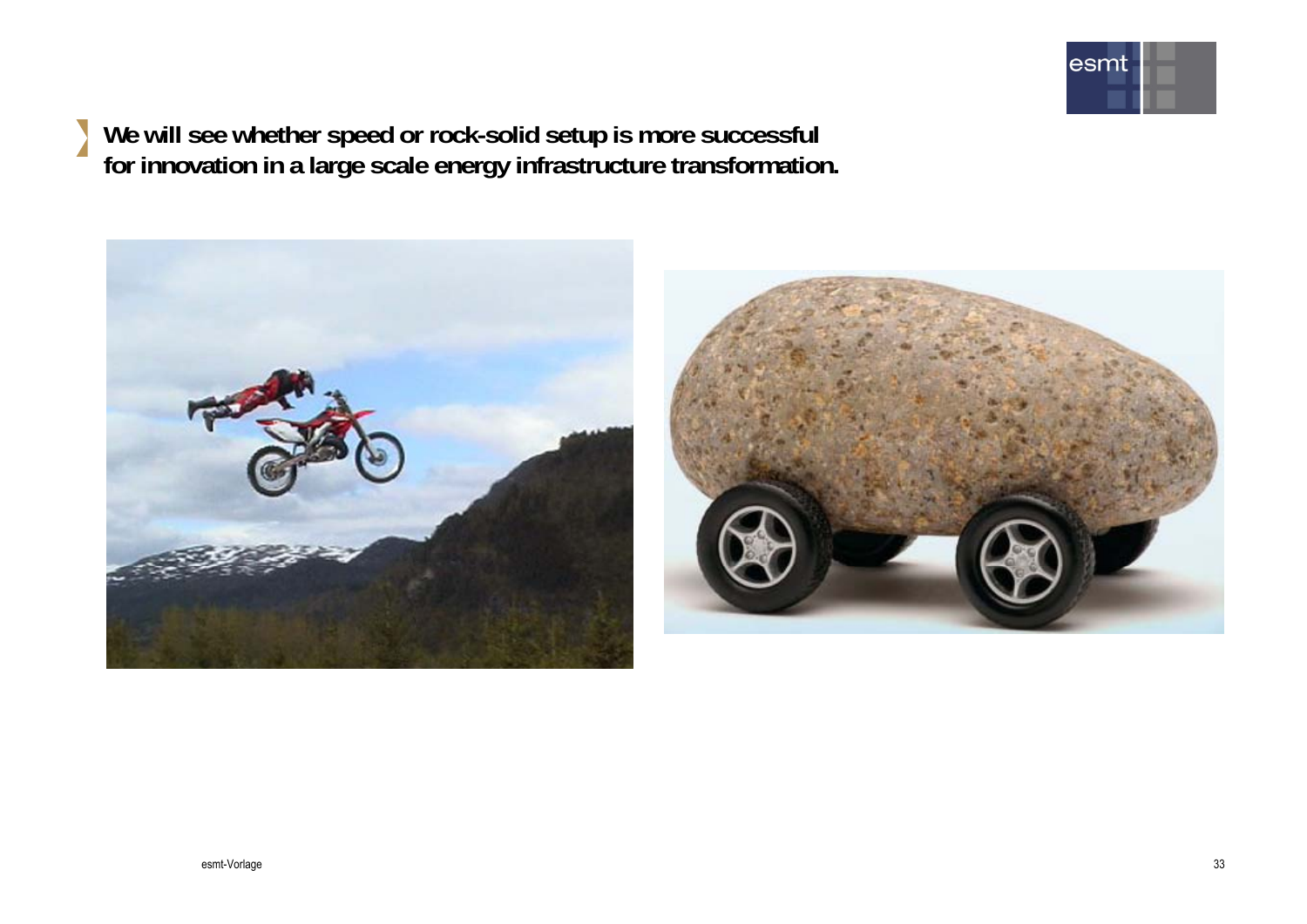We will see whether speed or rock-solid setup is more successful for innovation in a large scale energy infrastructure transformation.